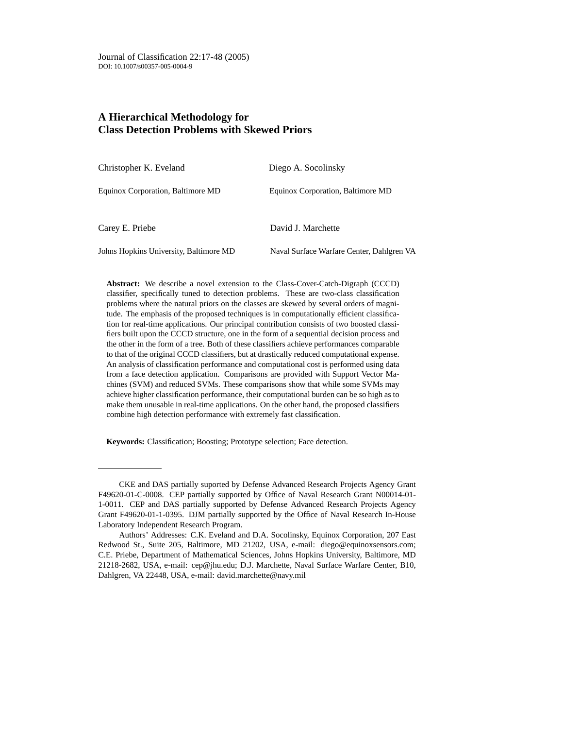Journal of Classification 22:17-48 (2005)
DOI: 10.1007/s00357-005-0004-9

# A Hierarchical Methodology for Class Detection Problems with Skewed Priors

Christopher K. Eveland
Equinox Corporation, Baltimore MD

Diego A. Socolinsky
Equinox Corporation, Baltimore MD

Carey E. Priebe
Johns Hopkins University, Baltimore MD

David J. Marchette
Naval Surface Warfare Center, Dahlgren VA

**Abstract:** We describe a novel extension to the Class-Cover-Catch-Digraph (CCCD) classifier, specifically tuned to detection problems. These are two-class classification problems where the natural priors on the classes are skewed by several orders of magnitude. The emphasis of the proposed techniques is in computationally efficient classification for real-time applications. Our principal contribution consists of two boosted classifiers built upon the CCCD structure, one in the form of a sequential decision process and the other in the form of a tree. Both of these classifiers achieve performances comparable to that of the original CCCD classifiers, but at drastically reduced computational expense. An analysis of classification performance and computational cost is performed using data from a face detection application. Comparisons are provided with Support Vector Machines (SVM) and reduced SVMs. These comparisons show that while some SVMs may achieve higher classification performance, their computational burden can be so high as to make them unusable in real-time applications. On the other hand, the proposed classifiers combine high detection performance with extremely fast classification.

**Keywords:** Classification; Boosting; Prototype selection; Face detection.

---

CKE and DAS partially suported by Defense Advanced Research Projects Agency Grant F49620-01-C-0008. CEP partially supported by Office of Naval Research Grant N00014-01-1-0011. CEP and DAS partially supported by Defense Advanced Research Projects Agency Grant F49620-01-1-0395. DJM partially supported by the Office of Naval Research In-House Laboratory Independent Research Program.

Authors' Addresses: C.K. Eveland and D.A. Socolinsky, Equinox Corporation, 207 East Redwood St., Suite 205, Baltimore, MD 21202, USA, e-mail: diego@equinoxsensors.com; C.E. Priebe, Department of Mathematical Sciences, Johns Hopkins University, Baltimore, MD 21218-2682, USA, e-mail: cep@jhu.edu; D.J. Marchette, Naval Surface Warfare Center, B10, Dahlgren, VA 22448, USA, e-mail: david.marchette@navy.mil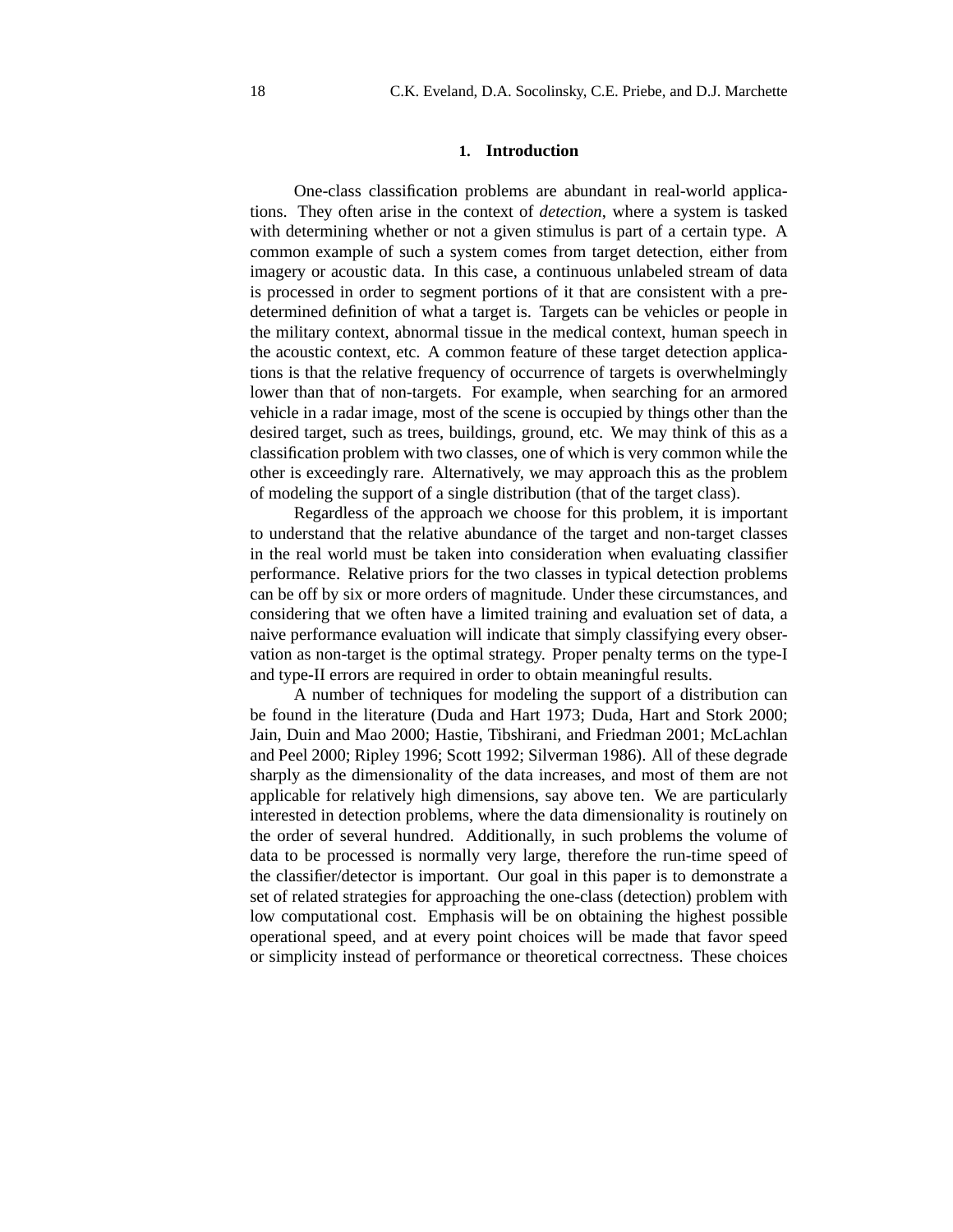## 1. Introduction

One-class classification problems are abundant in real-world applications. They often arise in the context of *detection*, where a system is tasked with determining whether or not a given stimulus is part of a certain type. A common example of such a system comes from target detection, either from imagery or acoustic data. In this case, a continuous unlabeled stream of data is processed in order to segment portions of it that are consistent with a predetermined definition of what a target is. Targets can be vehicles or people in the military context, abnormal tissue in the medical context, human speech in the acoustic context, etc. A common feature of these target detection applications is that the relative frequency of occurrence of targets is overwhelmingly lower than that of non-targets. For example, when searching for an armored vehicle in a radar image, most of the scene is occupied by things other than the desired target, such as trees, buildings, ground, etc. We may think of this as a classification problem with two classes, one of which is very common while the other is exceedingly rare. Alternatively, we may approach this as the problem of modeling the support of a single distribution (that of the target class).

Regardless of the approach we choose for this problem, it is important to understand that the relative abundance of the target and non-target classes in the real world must be taken into consideration when evaluating classifier performance. Relative priors for the two classes in typical detection problems can be off by six or more orders of magnitude. Under these circumstances, and considering that we often have a limited training and evaluation set of data, a naive performance evaluation will indicate that simply classifying every observation as non-target is the optimal strategy. Proper penalty terms on the type-I and type-II errors are required in order to obtain meaningful results.

A number of techniques for modeling the support of a distribution can be found in the literature (Duda and Hart 1973; Duda, Hart and Stork 2000; Jain, Duin and Mao 2000; Hastie, Tibshirani, and Friedman 2001; McLachlan and Peel 2000; Ripley 1996; Scott 1992; Silverman 1986). All of these degrade sharply as the dimensionality of the data increases, and most of them are not applicable for relatively high dimensions, say above ten. We are particularly interested in detection problems, where the data dimensionality is routinely on the order of several hundred. Additionally, in such problems the volume of data to be processed is normally very large, therefore the run-time speed of the classifier/detector is important. Our goal in this paper is to demonstrate a set of related strategies for approaching the one-class (detection) problem with low computational cost. Emphasis will be on obtaining the highest possible operational speed, and at every point choices will be made that favor speed or simplicity instead of performance or theoretical correctness. These choices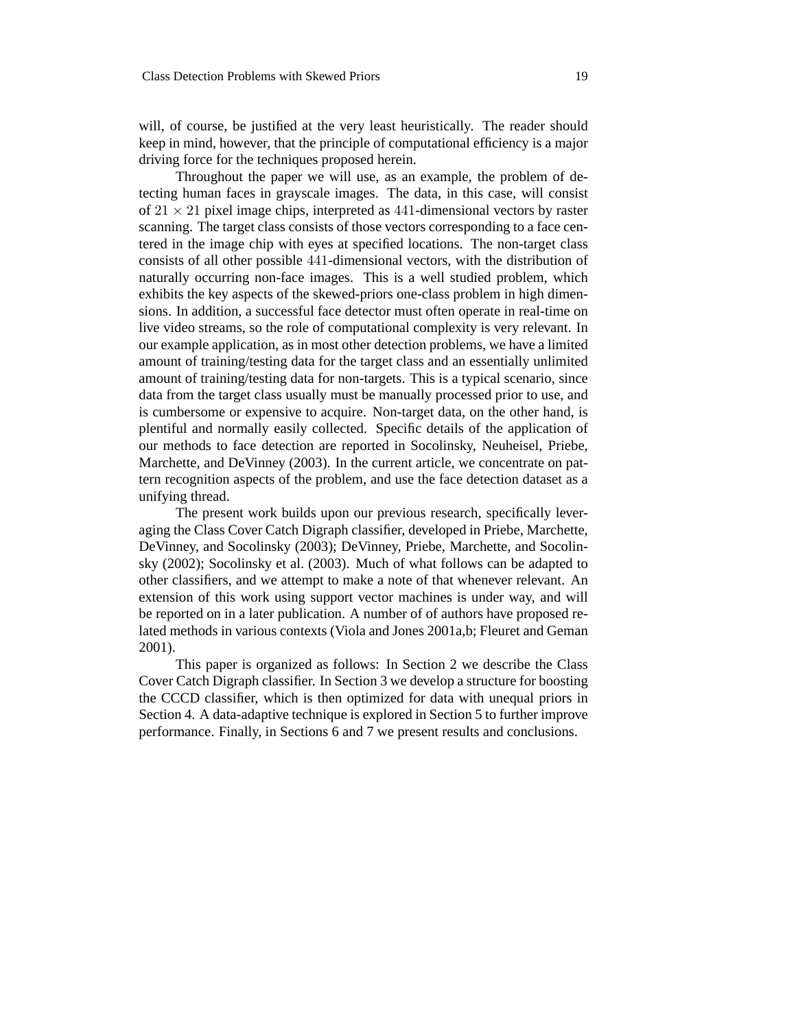will, of course, be justified at the very least heuristically. The reader should keep in mind, however, that the principle of computational efficiency is a major driving force for the techniques proposed herein.

Throughout the paper we will use, as an example, the problem of detecting human faces in grayscale images. The data, in this case, will consist of $21 \times 21$ pixel image chips, interpreted as $441$-dimensional vectors by raster scanning. The target class consists of those vectors corresponding to a face centered in the image chip with eyes at specified locations. The non-target class consists of all other possible $441$-dimensional vectors, with the distribution of naturally occurring non-face images. This is a well studied problem, which exhibits the key aspects of the skewed-priors one-class problem in high dimensions. In addition, a successful face detector must often operate in real-time on live video streams, so the role of computational complexity is very relevant. In our example application, as in most other detection problems, we have a limited amount of training/testing data for the target class and an essentially unlimited amount of training/testing data for non-targets. This is a typical scenario, since data from the target class usually must be manually processed prior to use, and is cumbersome or expensive to acquire. Non-target data, on the other hand, is plentiful and normally easily collected. Specific details of the application of our methods to face detection are reported in Socolinsky, Neuheisel, Priebe, Marchette, and DeVinney (2003). In the current article, we concentrate on pattern recognition aspects of the problem, and use the face detection dataset as a unifying thread.

The present work builds upon our previous research, specifically leveraging the Class Cover Catch Digraph classifier, developed in Priebe, Marchette, DeVinney, and Socolinsky (2003); DeVinney, Priebe, Marchette, and Socolinsky (2002); Socolinsky et al. (2003). Much of what follows can be adapted to other classifiers, and we attempt to make a note of that whenever relevant. An extension of this work using support vector machines is under way, and will be reported on in a later publication. A number of of authors have proposed related methods in various contexts (Viola and Jones 2001a,b; Fleuret and Geman 2001).

This paper is organized as follows: In Section 2 we describe the Class Cover Catch Digraph classifier. In Section 3 we develop a structure for boosting the CCCD classifier, which is then optimized for data with unequal priors in Section 4. A data-adaptive technique is explored in Section 5 to further improve performance. Finally, in Sections 6 and 7 we present results and conclusions.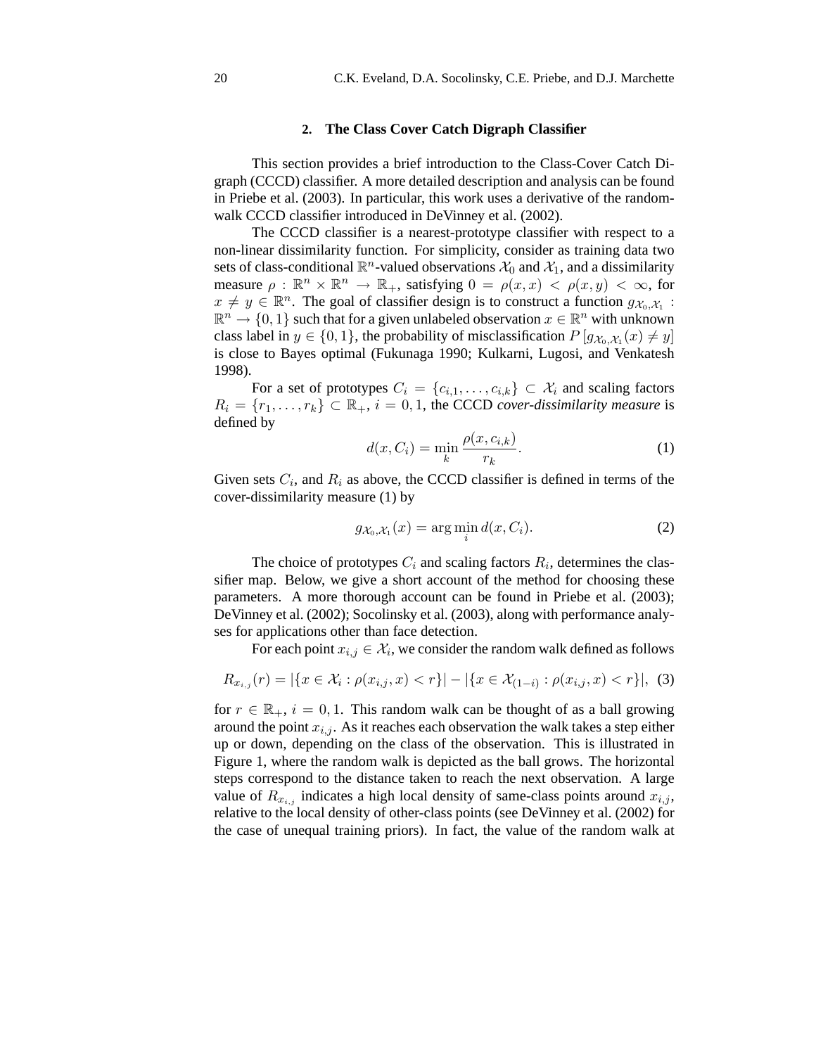## 2. The Class Cover Catch Digraph Classifier

This section provides a brief introduction to the Class-Cover Catch Digraph (CCCD) classifier. A more detailed description and analysis can be found in Priebe et al. (2003). In particular, this work uses a derivative of the random-walk CCCD classifier introduced in DeVinney et al. (2002).

The CCCD classifier is a nearest-prototype classifier with respect to a non-linear dissimilarity function. For simplicity, consider as training data two sets of class-conditional $\mathbb{R}^n$-valued observations $\mathcal{X}_0$ and $\mathcal{X}_1$, and a dissimilarity measure $\rho : \mathbb{R}^n \times \mathbb{R}^n \to \mathbb{R}_+$, satisfying $0 = \rho(x, x) < \rho(x, y) < \infty$, for $x \neq y \in \mathbb{R}^n$. The goal of classifier design is to construct a function $g_{\mathcal{X}_0,\mathcal{X}_1} : \mathbb{R}^n \to \{0, 1\}$ such that for a given unlabeled observation $x \in \mathbb{R}^n$ with unknown class label in $y \in \{0, 1\}$, the probability of misclassification $P\left[g_{\mathcal{X}_0,\mathcal{X}_1}(x) \neq y\right]$ is close to Bayes optimal (Fukunaga 1990; Kulkarni, Lugosi, and Venkatesh 1998).

For a set of prototypes $C_i = \{c_{i,1}, \ldots, c_{i,k}\} \subset \mathcal{X}_i$ and scaling factors $R_i = \{r_1, \ldots, r_k\} \subset \mathbb{R}_+$, $i = 0, 1$, the CCCD *cover-dissimilarity measure* is defined by

$$d(x, C_i) = \min_k \frac{\rho(x, c_{i,k})}{r_k}. \tag{1}$$

Given sets $C_i$, and $R_i$ as above, the CCCD classifier is defined in terms of the cover-dissimilarity measure (1) by

$$g_{\mathcal{X}_0,\mathcal{X}_1}(x) = \arg\min_i d(x, C_i). \tag{2}$$

The choice of prototypes $C_i$ and scaling factors $R_i$, determines the classifier map. Below, we give a short account of the method for choosing these parameters. A more thorough account can be found in Priebe et al. (2003); DeVinney et al. (2002); Socolinsky et al. (2003), along with performance analyses for applications other than face detection.

For each point $x_{i,j} \in \mathcal{X}_i$, we consider the random walk defined as follows

$$R_{x_{i,j}}(r) = |\{x \in \mathcal{X}_i : \rho(x_{i,j}, x) < r\}| - |\{x \in \mathcal{X}_{(1-i)} : \rho(x_{i,j}, x) < r\}|, \tag{3}$$

for $r \in \mathbb{R}_+$, $i = 0, 1$. This random walk can be thought of as a ball growing around the point $x_{i,j}$. As it reaches each observation the walk takes a step either up or down, depending on the class of the observation. This is illustrated in Figure 1, where the random walk is depicted as the ball grows. The horizontal steps correspond to the distance taken to reach the next observation. A large value of $R_{x_{i,j}}$ indicates a high local density of same-class points around $x_{i,j}$, relative to the local density of other-class points (see DeVinney et al. (2002) for the case of unequal training priors). In fact, the value of the random walk at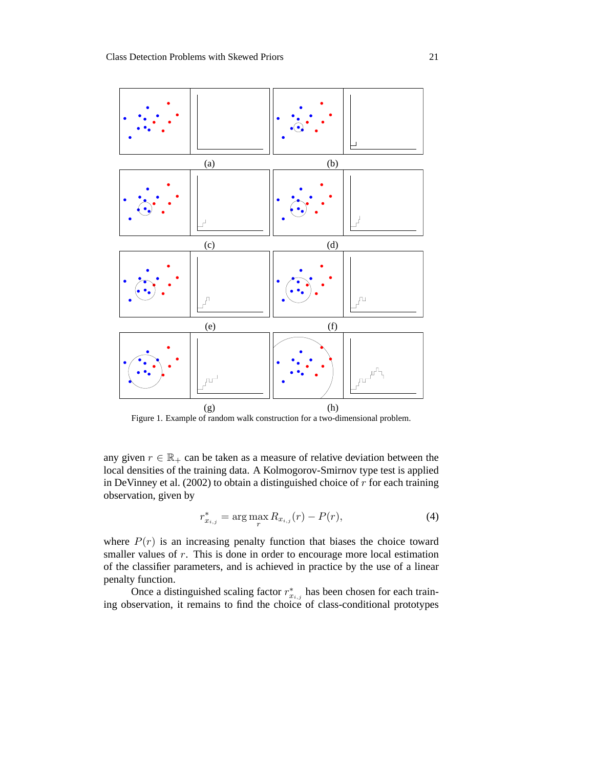(a) (b)

(c) (d)

(e) (f)

(g) (h)

Figure 1. Example of random walk construction for a two-dimensional problem.

any given $r \in \mathbb{R}_+$ can be taken as a measure of relative deviation between the local densities of the training data. A Kolmogorov-Smirnov type test is applied in DeVinney et al. (2002) to obtain a distinguished choice of $r$ for each training observation, given by

$$r^*_{x_{i,j}} = \arg\max_r R_{x_{i,j}}(r) - P(r), \tag{4}$$

where $P(r)$ is an increasing penalty function that biases the choice toward smaller values of $r$. This is done in order to encourage more local estimation of the classifier parameters, and is achieved in practice by the use of a linear penalty function.

Once a distinguished scaling factor $r^*_{x_{i,j}}$ has been chosen for each training observation, it remains to find the choice of class-conditional prototypes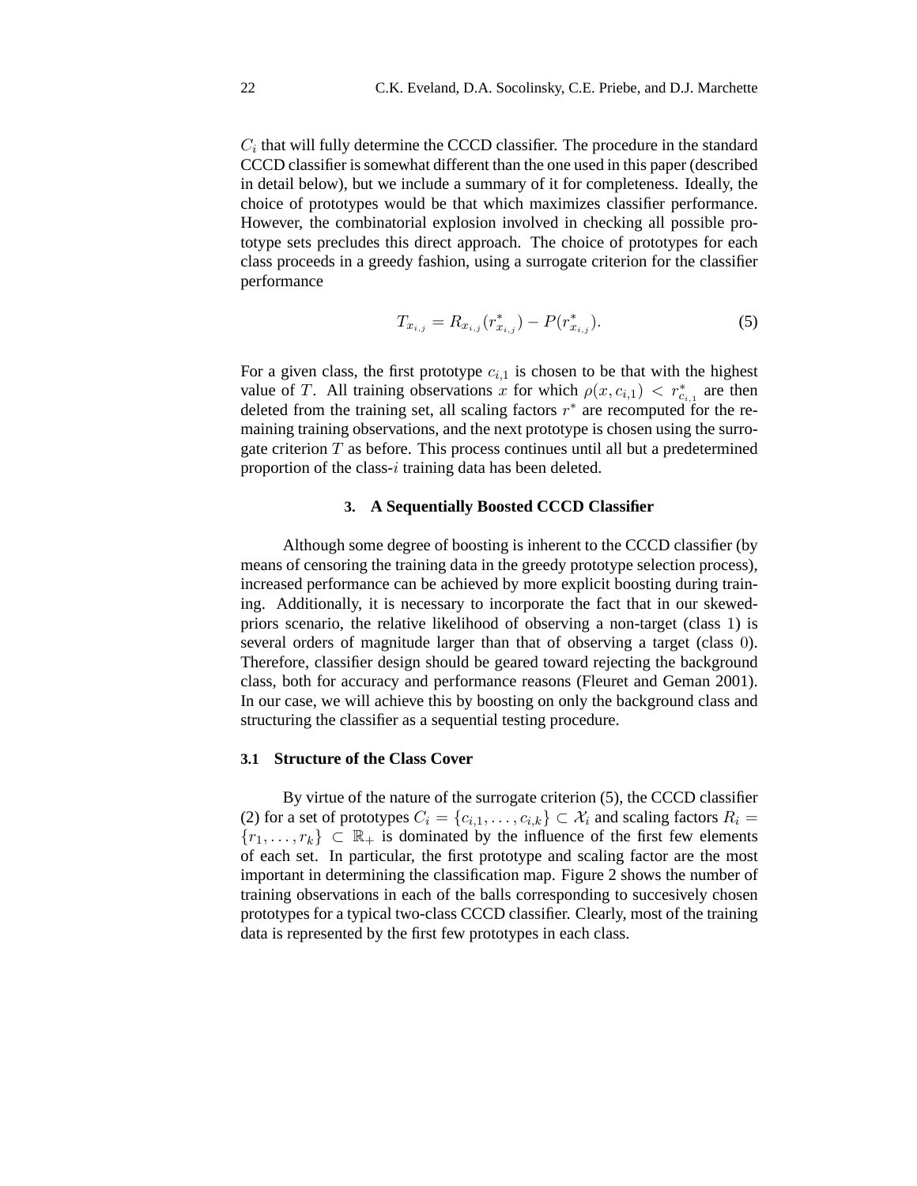$C_i$ that will fully determine the CCCD classifier. The procedure in the standard CCCD classifier is somewhat different than the one used in this paper (described in detail below), but we include a summary of it for completeness. Ideally, the choice of prototypes would be that which maximizes classifier performance. However, the combinatorial explosion involved in checking all possible prototype sets precludes this direct approach. The choice of prototypes for each class proceeds in a greedy fashion, using a surrogate criterion for the classifier performance

$$T_{x_{i,j}} = R_{x_{i,j}}(r^*_{x_{i,j}}) - P(r^*_{x_{i,j}}). \tag{5}$$

For a given class, the first prototype $c_{i,1}$ is chosen to be that with the highest value of $T$. All training observations $x$ for which $\rho(x, c_{i,1}) < r^*_{c_{i,1}}$ are then deleted from the training set, all scaling factors $r^*$ are recomputed for the remaining training observations, and the next prototype is chosen using the surrogate criterion $T$ as before. This process continues until all but a predetermined proportion of the class-$i$ training data has been deleted.

## 3. A Sequentially Boosted CCCD Classifier

Although some degree of boosting is inherent to the CCCD classifier (by means of censoring the training data in the greedy prototype selection process), increased performance can be achieved by more explicit boosting during training. Additionally, it is necessary to incorporate the fact that in our skewed-priors scenario, the relative likelihood of observing a non-target (class 1) is several orders of magnitude larger than that of observing a target (class 0). Therefore, classifier design should be geared toward rejecting the background class, both for accuracy and performance reasons (Fleuret and Geman 2001). In our case, we will achieve this by boosting on only the background class and structuring the classifier as a sequential testing procedure.

### 3.1 Structure of the Class Cover

By virtue of the nature of the surrogate criterion (5), the CCCD classifier (2) for a set of prototypes $C_i = \{c_{i,1}, \ldots, c_{i,k}\} \subset \mathcal{X}_i$ and scaling factors $R_i = \{r_1, \ldots, r_k\} \subset \mathbb{R}_+$ is dominated by the influence of the first few elements of each set. In particular, the first prototype and scaling factor are the most important in determining the classification map. Figure 2 shows the number of training observations in each of the balls corresponding to succesively chosen prototypes for a typical two-class CCCD classifier. Clearly, most of the training data is represented by the first few prototypes in each class.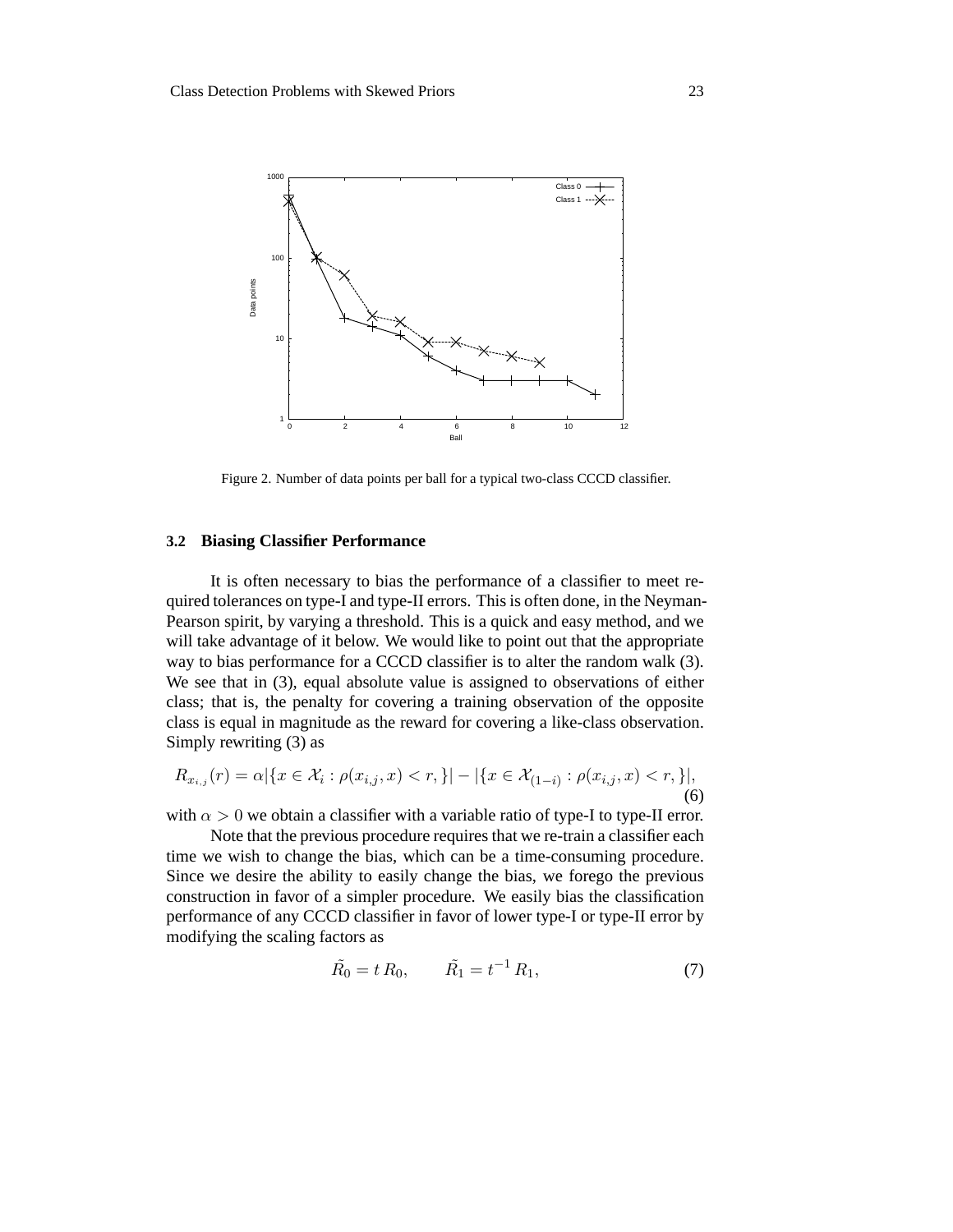Figure 2. Number of data points per ball for a typical two-class CCCD classifier.

### 3.2 Biasing Classifier Performance

It is often necessary to bias the performance of a classifier to meet required tolerances on type-I and type-II errors. This is often done, in the Neyman-Pearson spirit, by varying a threshold. This is a quick and easy method, and we will take advantage of it below. We would like to point out that the appropriate way to bias performance for a CCCD classifier is to alter the random walk (3). We see that in (3), equal absolute value is assigned to observations of either class; that is, the penalty for covering a training observation of the opposite class is equal in magnitude as the reward for covering a like-class observation. Simply rewriting (3) as

$$R_{x_{i,j}}(r) = \alpha|\{x \in \mathcal{X}_i : \rho(x_{i,j}, x) < r, \}| - |\{x \in \mathcal{X}_{(1-i)} : \rho(x_{i,j}, x) < r, \}|, \tag{6}$$

with $\alpha > 0$ we obtain a classifier with a variable ratio of type-I to type-II error.

Note that the previous procedure requires that we re-train a classifier each time we wish to change the bias, which can be a time-consuming procedure. Since we desire the ability to easily change the bias, we forego the previous construction in favor of a simpler procedure. We easily bias the classification performance of any CCCD classifier in favor of lower type-I or type-II error by modifying the scaling factors as

$$\tilde{R_0} = t\, R_0, \qquad \tilde{R_1} = t^{-1}\, R_1, \tag{7}$$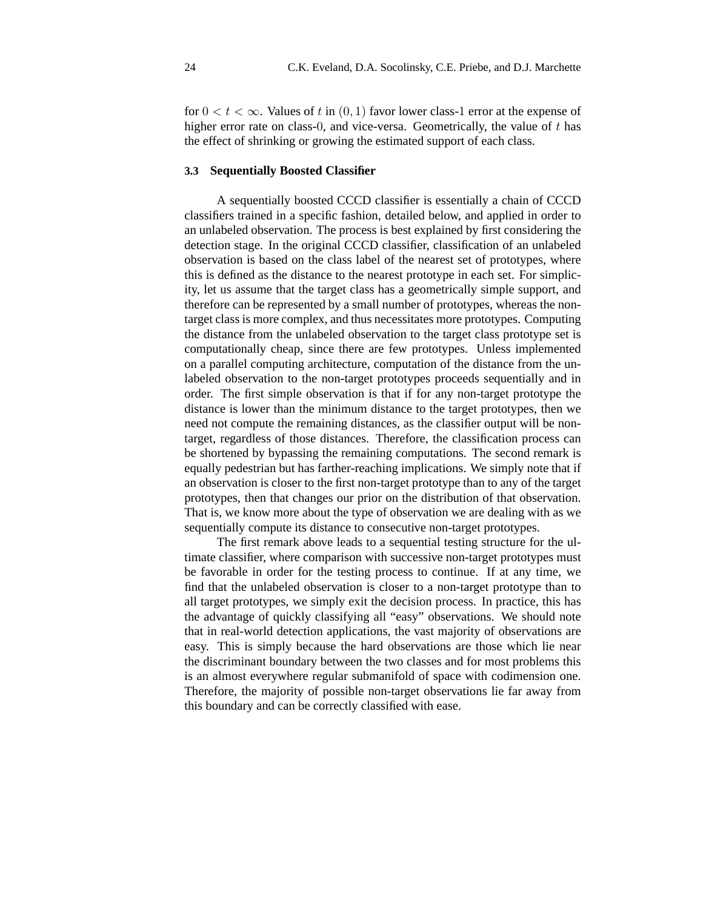for $0 < t < \infty$. Values of $t$ in $(0, 1)$ favor lower class-1 error at the expense of higher error rate on class-0, and vice-versa. Geometrically, the value of $t$ has the effect of shrinking or growing the estimated support of each class.

### 3.3 Sequentially Boosted Classifier

A sequentially boosted CCCD classifier is essentially a chain of CCCD classifiers trained in a specific fashion, detailed below, and applied in order to an unlabeled observation. The process is best explained by first considering the detection stage. In the original CCCD classifier, classification of an unlabeled observation is based on the class label of the nearest set of prototypes, where this is defined as the distance to the nearest prototype in each set. For simplicity, let us assume that the target class has a geometrically simple support, and therefore can be represented by a small number of prototypes, whereas the non-target class is more complex, and thus necessitates more prototypes. Computing the distance from the unlabeled observation to the target class prototype set is computationally cheap, since there are few prototypes. Unless implemented on a parallel computing architecture, computation of the distance from the unlabeled observation to the non-target prototypes proceeds sequentially and in order. The first simple observation is that if for any non-target prototype the distance is lower than the minimum distance to the target prototypes, then we need not compute the remaining distances, as the classifier output will be non-target, regardless of those distances. Therefore, the classification process can be shortened by bypassing the remaining computations. The second remark is equally pedestrian but has farther-reaching implications. We simply note that if an observation is closer to the first non-target prototype than to any of the target prototypes, then that changes our prior on the distribution of that observation. That is, we know more about the type of observation we are dealing with as we sequentially compute its distance to consecutive non-target prototypes.

The first remark above leads to a sequential testing structure for the ultimate classifier, where comparison with successive non-target prototypes must be favorable in order for the testing process to continue. If at any time, we find that the unlabeled observation is closer to a non-target prototype than to all target prototypes, we simply exit the decision process. In practice, this has the advantage of quickly classifying all "easy" observations. We should note that in real-world detection applications, the vast majority of observations are easy. This is simply because the hard observations are those which lie near the discriminant boundary between the two classes and for most problems this is an almost everywhere regular submanifold of space with codimension one. Therefore, the majority of possible non-target observations lie far away from this boundary and can be correctly classified with ease.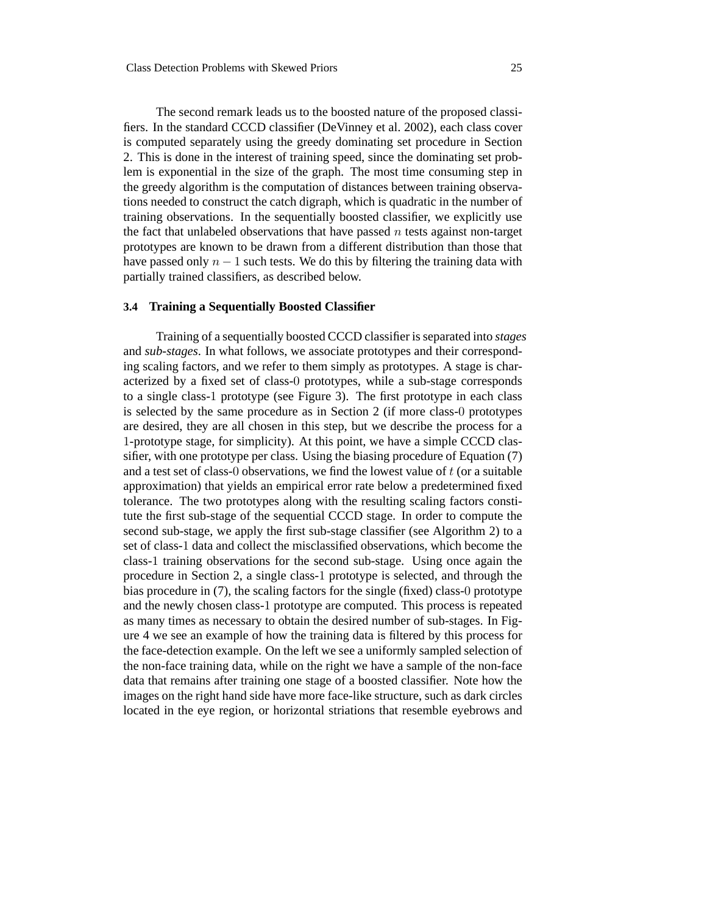The second remark leads us to the boosted nature of the proposed classifiers. In the standard CCCD classifier (DeVinney et al. 2002), each class cover is computed separately using the greedy dominating set procedure in Section 2. This is done in the interest of training speed, since the dominating set problem is exponential in the size of the graph. The most time consuming step in the greedy algorithm is the computation of distances between training observations needed to construct the catch digraph, which is quadratic in the number of training observations. In the sequentially boosted classifier, we explicitly use the fact that unlabeled observations that have passed $n$ tests against non-target prototypes are known to be drawn from a different distribution than those that have passed only $n-1$ such tests. We do this by filtering the training data with partially trained classifiers, as described below.

### 3.4 Training a Sequentially Boosted Classifier

Training of a sequentially boosted CCCD classifier is separated into *stages* and *sub-stages*. In what follows, we associate prototypes and their corresponding scaling factors, and we refer to them simply as prototypes. A stage is characterized by a fixed set of class-$0$ prototypes, while a sub-stage corresponds to a single class-$1$ prototype (see Figure 3). The first prototype in each class is selected by the same procedure as in Section 2 (if more class-$0$ prototypes are desired, they are all chosen in this step, but we describe the process for a $1$-prototype stage, for simplicity). At this point, we have a simple CCCD classifier, with one prototype per class. Using the biasing procedure of Equation (7) and a test set of class-$0$ observations, we find the lowest value of $t$ (or a suitable approximation) that yields an empirical error rate below a predetermined fixed tolerance. The two prototypes along with the resulting scaling factors constitute the first sub-stage of the sequential CCCD stage. In order to compute the second sub-stage, we apply the first sub-stage classifier (see Algorithm 2) to a set of class-$1$ data and collect the misclassified observations, which become the class-$1$ training observations for the second sub-stage. Using once again the procedure in Section 2, a single class-$1$ prototype is selected, and through the bias procedure in (7), the scaling factors for the single (fixed) class-$0$ prototype and the newly chosen class-$1$ prototype are computed. This process is repeated as many times as necessary to obtain the desired number of sub-stages. In Figure 4 we see an example of how the training data is filtered by this process for the face-detection example. On the left we see a uniformly sampled selection of the non-face training data, while on the right we have a sample of the non-face data that remains after training one stage of a boosted classifier. Note how the images on the right hand side have more face-like structure, such as dark circles located in the eye region, or horizontal striations that resemble eyebrows and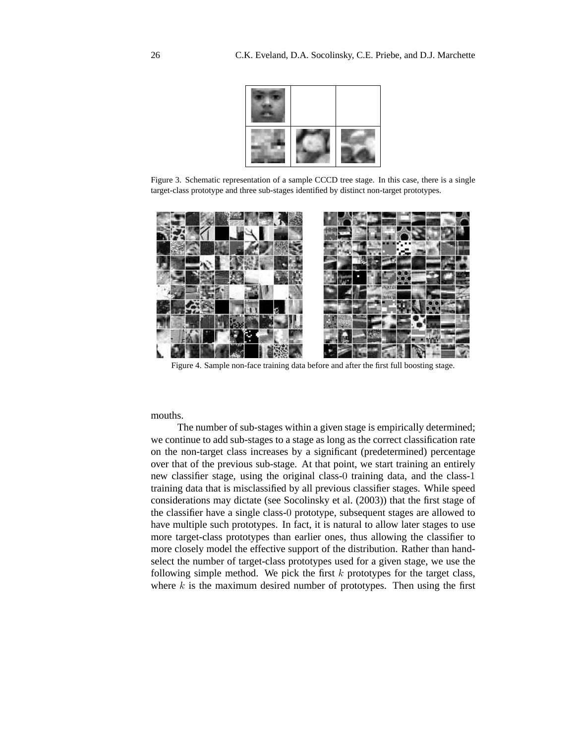Figure 3. Schematic representation of a sample CCCD tree stage. In this case, there is a single target-class prototype and three sub-stages identified by distinct non-target prototypes.

Figure 4. Sample non-face training data before and after the first full boosting stage.

mouths.

The number of sub-stages within a given stage is empirically determined; we continue to add sub-stages to a stage as long as the correct classification rate on the non-target class increases by a significant (predetermined) percentage over that of the previous sub-stage. At that point, we start training an entirely new classifier stage, using the original class-$0$ training data, and the class-$1$ training data that is misclassified by all previous classifier stages. While speed considerations may dictate (see Socolinsky et al. (2003)) that the first stage of the classifier have a single class-$0$ prototype, subsequent stages are allowed to have multiple such prototypes. In fact, it is natural to allow later stages to use more target-class prototypes than earlier ones, thus allowing the classifier to more closely model the effective support of the distribution. Rather than hand-select the number of target-class prototypes used for a given stage, we use the following simple method. We pick the first $k$ prototypes for the target class, where $k$ is the maximum desired number of prototypes. Then using the first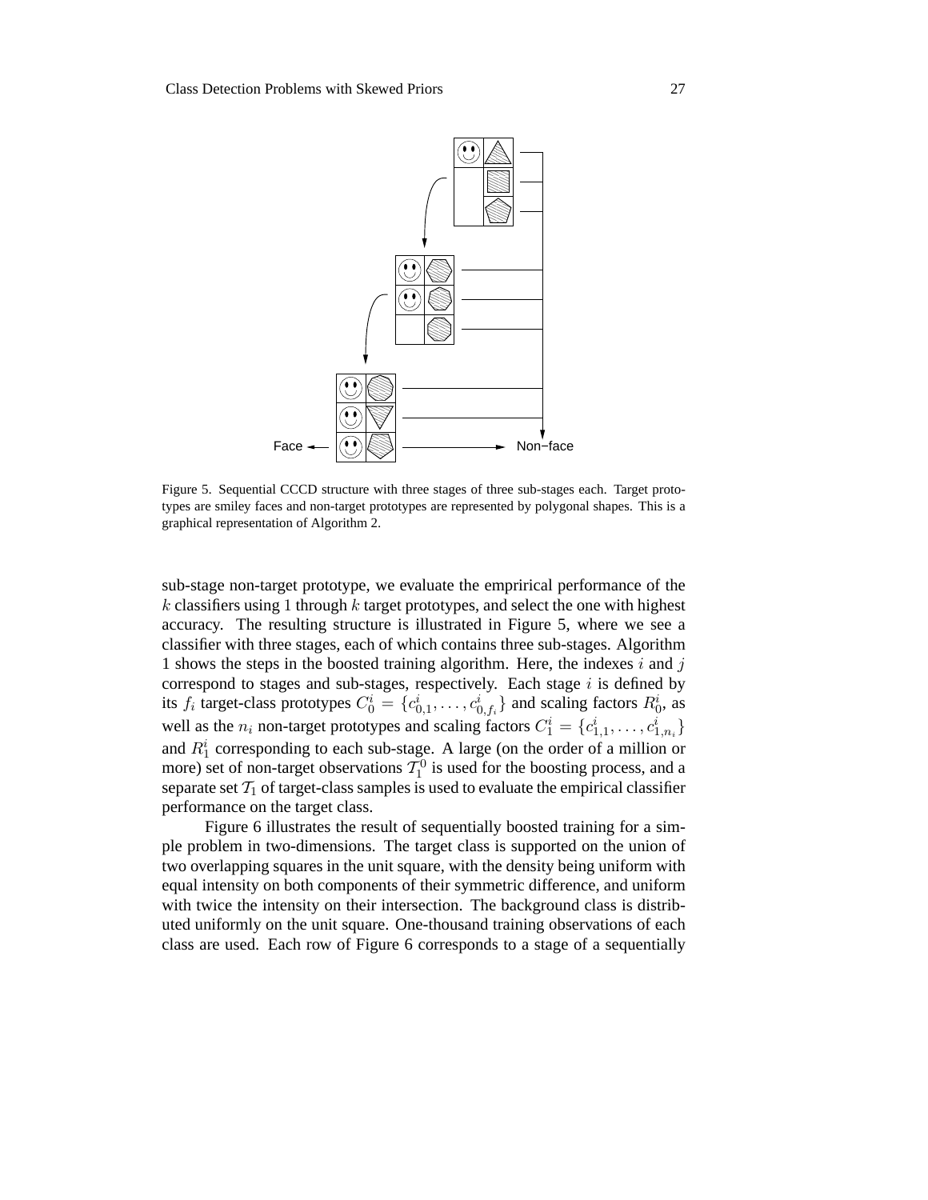Figure 5. Sequential CCCD structure with three stages of three sub-stages each. Target prototypes are smiley faces and non-target prototypes are represented by polygonal shapes. This is a graphical representation of Algorithm 2.

sub-stage non-target prototype, we evaluate the emprirical performance of the $k$ classifiers using 1 through $k$ target prototypes, and select the one with highest accuracy. The resulting structure is illustrated in Figure 5, where we see a classifier with three stages, each of which contains three sub-stages. Algorithm 1 shows the steps in the boosted training algorithm. Here, the indexes $i$ and $j$ correspond to stages and sub-stages, respectively. Each stage $i$ is defined by its $f_i$ target-class prototypes $C_0^i = \{c_{0,1}^i, \ldots, c_{0,f_i}^i\}$ and scaling factors $R_0^i$, as well as the $n_i$ non-target prototypes and scaling factors $C_1^i = \{c_{1,1}^i, \ldots, c_{1,n_i}^i\}$ and $R_1^i$ corresponding to each sub-stage. A large (on the order of a million or more) set of non-target observations $\mathcal{T}_1^0$ is used for the boosting process, and a separate set $\mathcal{T}_1$ of target-class samples is used to evaluate the empirical classifier performance on the target class.

Figure 6 illustrates the result of sequentially boosted training for a simple problem in two-dimensions. The target class is supported on the union of two overlapping squares in the unit square, with the density being uniform with equal intensity on both components of their symmetric difference, and uniform with twice the intensity on their intersection. The background class is distributed uniformly on the unit square. One-thousand training observations of each class are used. Each row of Figure 6 corresponds to a stage of a sequentially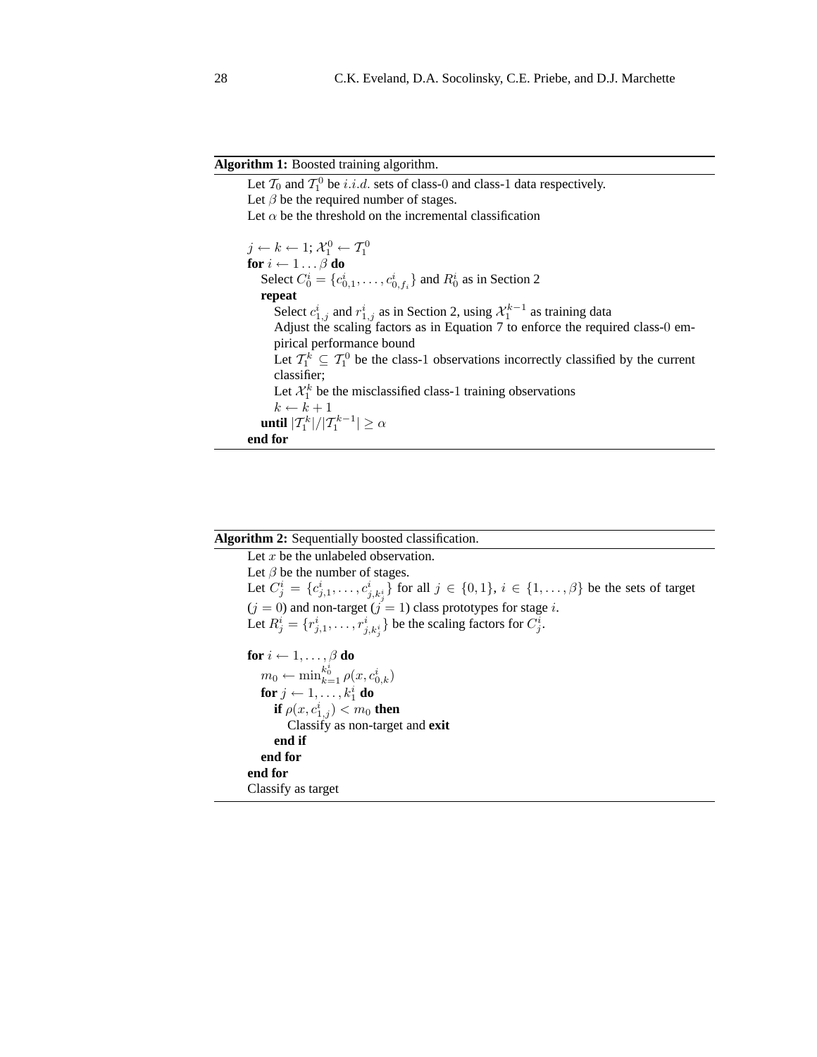**Algorithm 1:** Boosted training algorithm.

Let $\mathcal{T}_0$ and $\mathcal{T}_1^0$ be $i.i.d.$ sets of class-0 and class-1 data respectively.
Let $\beta$ be the required number of stages.
Let $\alpha$ be the threshold on the incremental classification

```
j ← k ← 1; X_1^0 ← T_1^0
for i ← 1 ... β do
    Select C_0^i = {c_{0,1}^i, ..., c_{0,f_i}^i} and R_0^i as in Section 2
    repeat
        Select c_{1,j}^i and r_{1,j}^i as in Section 2, using X_1^{k-1} as training data
        Adjust the scaling factors as in Equation 7 to enforce the required class-0 empirical performance bound
        Let T_1^k ⊆ T_1^0 be the class-1 observations incorrectly classified by the current classifier;
        Let X_1^k be the misclassified class-1 training observations
        k ← k + 1
    until |T_1^k|/|T_1^{k-1}| ≥ α
end for
```

$j \leftarrow k \leftarrow 1$; $\mathcal{X}_1^0 \leftarrow \mathcal{T}_1^0$
**for** $i \leftarrow 1 \ldots \beta$ **do**
  Select $C_0^i = \{c_{0,1}^i, \ldots, c_{0,f_i}^i\}$ and $R_0^i$ as in Section 2
  **repeat**
    Select $c_{1,j}^i$ and $r_{1,j}^i$ as in Section 2, using $\mathcal{X}_1^{k-1}$ as training data
    Adjust the scaling factors as in Equation 7 to enforce the required class-0 empirical performance bound
    Let $\mathcal{T}_1^k \subseteq \mathcal{T}_1^0$ be the class-1 observations incorrectly classified by the current classifier;
    Let $\mathcal{X}_1^k$ be the misclassified class-1 training observations
    $k \leftarrow k + 1$
  **until** $|\mathcal{T}_1^k|/|\mathcal{T}_1^{k-1}| \geq \alpha$
**end for**

**Algorithm 2:** Sequentially boosted classification.

Let $x$ be the unlabeled observation.
Let $\beta$ be the number of stages.
Let $C_j^i = \{c_{j,1}^i, \ldots, c_{j,k_j^i}^i\}$ for all $j \in \{0, 1\}$, $i \in \{1, \ldots, \beta\}$ be the sets of target ($j = 0$) and non-target ($j = 1$) class prototypes for stage $i$.
Let $R_j^i = \{r_{j,1}^i, \ldots, r_{j,k_j^i}^i\}$ be the scaling factors for $C_j^i$.

**for** $i \leftarrow 1, \ldots, \beta$ **do**
  $m_0 \leftarrow \min_{k=1}^{k_0^i} \rho(x, c_{0,k}^i)$
  **for** $j \leftarrow 1, \ldots, k_1^i$ **do**
    **if** $\rho(x, c_{1,j}^i) < m_0$ **then**
      Classify as non-target and **exit**
    **end if**
  **end for**
**end for**
Classify as target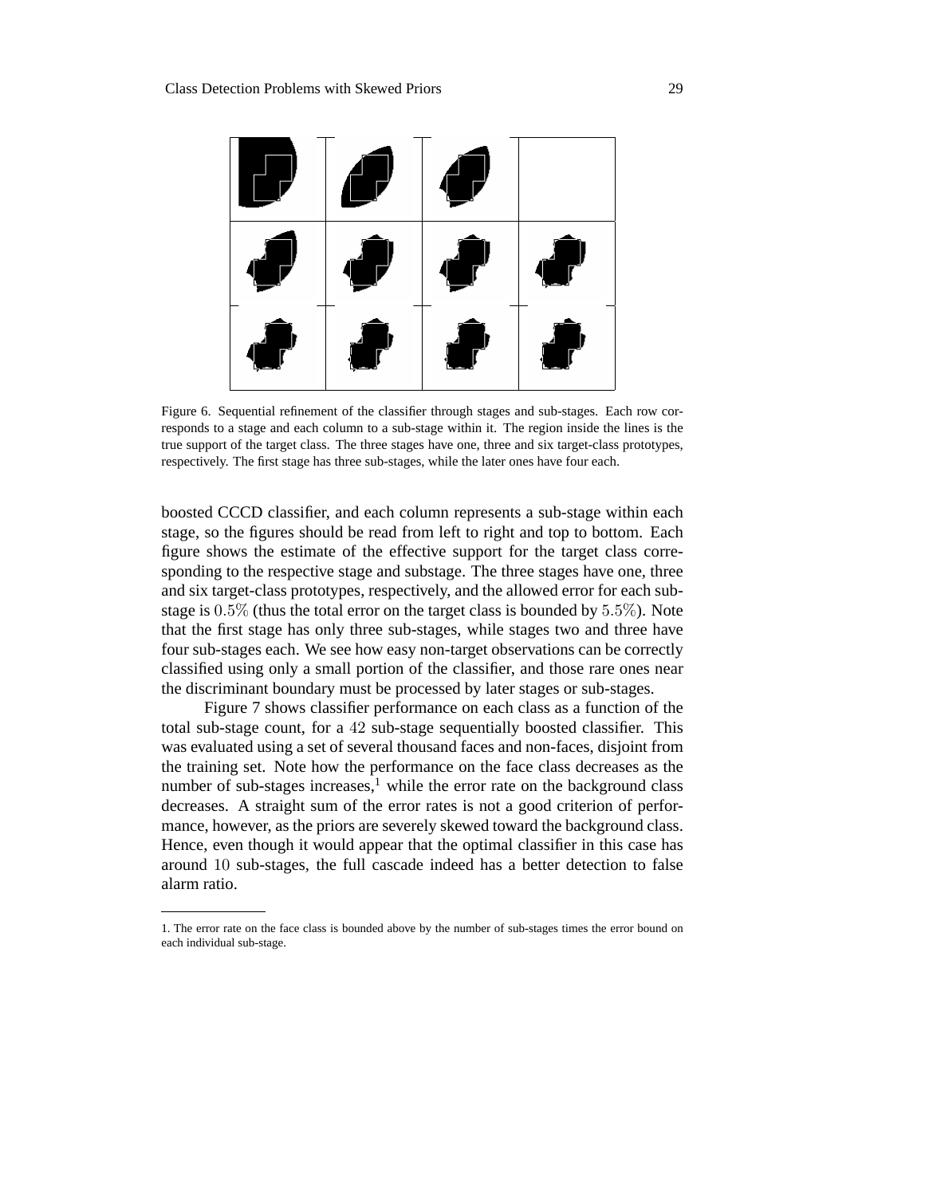Figure 6. Sequential refinement of the classifier through stages and sub-stages. Each row corresponds to a stage and each column to a sub-stage within it. The region inside the lines is the true support of the target class. The three stages have one, three and six target-class prototypes, respectively. The first stage has three sub-stages, while the later ones have four each.

boosted CCCD classifier, and each column represents a sub-stage within each stage, so the figures should be read from left to right and top to bottom. Each figure shows the estimate of the effective support for the target class corresponding to the respective stage and substage. The three stages have one, three and six target-class prototypes, respectively, and the allowed error for each sub-stage is $0.5\%$ (thus the total error on the target class is bounded by $5.5\%$). Note that the first stage has only three sub-stages, while stages two and three have four sub-stages each. We see how easy non-target observations can be correctly classified using only a small portion of the classifier, and those rare ones near the discriminant boundary must be processed by later stages or sub-stages.

Figure 7 shows classifier performance on each class as a function of the total sub-stage count, for a $42$ sub-stage sequentially boosted classifier. This was evaluated using a set of several thousand faces and non-faces, disjoint from the training set. Note how the performance on the face class decreases as the number of sub-stages increases,[1] while the error rate on the background class decreases. A straight sum of the error rates is not a good criterion of performance, however, as the priors are severely skewed toward the background class. Hence, even though it would appear that the optimal classifier in this case has around $10$ sub-stages, the full cascade indeed has a better detection to false alarm ratio.

1. The error rate on the face class is bounded above by the number of sub-stages times the error bound on each individual sub-stage.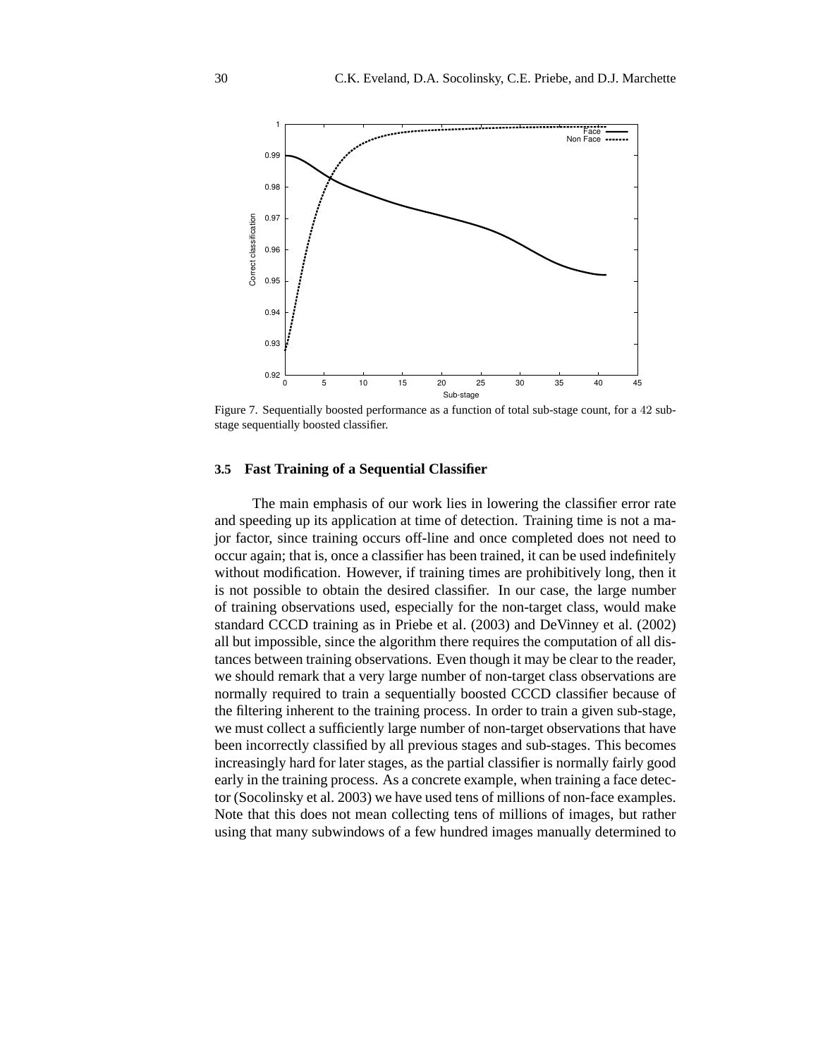Figure 7. Sequentially boosted performance as a function of total sub-stage count, for a 42 sub-stage sequentially boosted classifier.

### 3.5 Fast Training of a Sequential Classifier

The main emphasis of our work lies in lowering the classifier error rate and speeding up its application at time of detection. Training time is not a major factor, since training occurs off-line and once completed does not need to occur again; that is, once a classifier has been trained, it can be used indefinitely without modification. However, if training times are prohibitively long, then it is not possible to obtain the desired classifier. In our case, the large number of training observations used, especially for the non-target class, would make standard CCCD training as in Priebe et al. (2003) and DeVinney et al. (2002) all but impossible, since the algorithm there requires the computation of all distances between training observations. Even though it may be clear to the reader, we should remark that a very large number of non-target class observations are normally required to train a sequentially boosted CCCD classifier because of the filtering inherent to the training process. In order to train a given sub-stage, we must collect a sufficiently large number of non-target observations that have been incorrectly classified by all previous stages and sub-stages. This becomes increasingly hard for later stages, as the partial classifier is normally fairly good early in the training process. As a concrete example, when training a face detector (Socolinsky et al. 2003) we have used tens of millions of non-face examples. Note that this does not mean collecting tens of millions of images, but rather using that many subwindows of a few hundred images manually determined to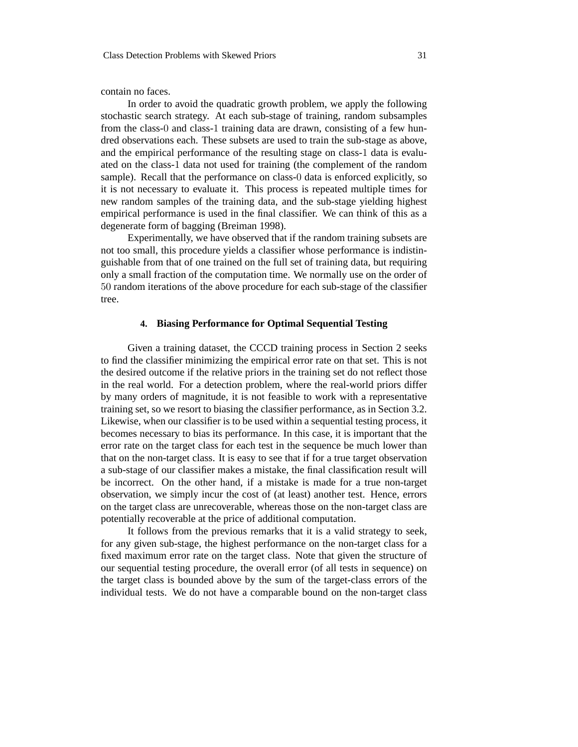contain no faces.

In order to avoid the quadratic growth problem, we apply the following stochastic search strategy. At each sub-stage of training, random subsamples from the class-$0$ and class-$1$ training data are drawn, consisting of a few hundred observations each. These subsets are used to train the sub-stage as above, and the empirical performance of the resulting stage on class-$1$ data is evaluated on the class-$1$ data not used for training (the complement of the random sample). Recall that the performance on class-$0$ data is enforced explicitly, so it is not necessary to evaluate it. This process is repeated multiple times for new random samples of the training data, and the sub-stage yielding highest empirical performance is used in the final classifier. We can think of this as a degenerate form of bagging (Breiman 1998).

Experimentally, we have observed that if the random training subsets are not too small, this procedure yields a classifier whose performance is indistinguishable from that of one trained on the full set of training data, but requiring only a small fraction of the computation time. We normally use on the order of $50$ random iterations of the above procedure for each sub-stage of the classifier tree.

## 4. Biasing Performance for Optimal Sequential Testing

Given a training dataset, the CCCD training process in Section 2 seeks to find the classifier minimizing the empirical error rate on that set. This is not the desired outcome if the relative priors in the training set do not reflect those in the real world. For a detection problem, where the real-world priors differ by many orders of magnitude, it is not feasible to work with a representative training set, so we resort to biasing the classifier performance, as in Section 3.2. Likewise, when our classifier is to be used within a sequential testing process, it becomes necessary to bias its performance. In this case, it is important that the error rate on the target class for each test in the sequence be much lower than that on the non-target class. It is easy to see that if for a true target observation a sub-stage of our classifier makes a mistake, the final classification result will be incorrect. On the other hand, if a mistake is made for a true non-target observation, we simply incur the cost of (at least) another test. Hence, errors on the target class are unrecoverable, whereas those on the non-target class are potentially recoverable at the price of additional computation.

It follows from the previous remarks that it is a valid strategy to seek, for any given sub-stage, the highest performance on the non-target class for a fixed maximum error rate on the target class. Note that given the structure of our sequential testing procedure, the overall error (of all tests in sequence) on the target class is bounded above by the sum of the target-class errors of the individual tests. We do not have a comparable bound on the non-target class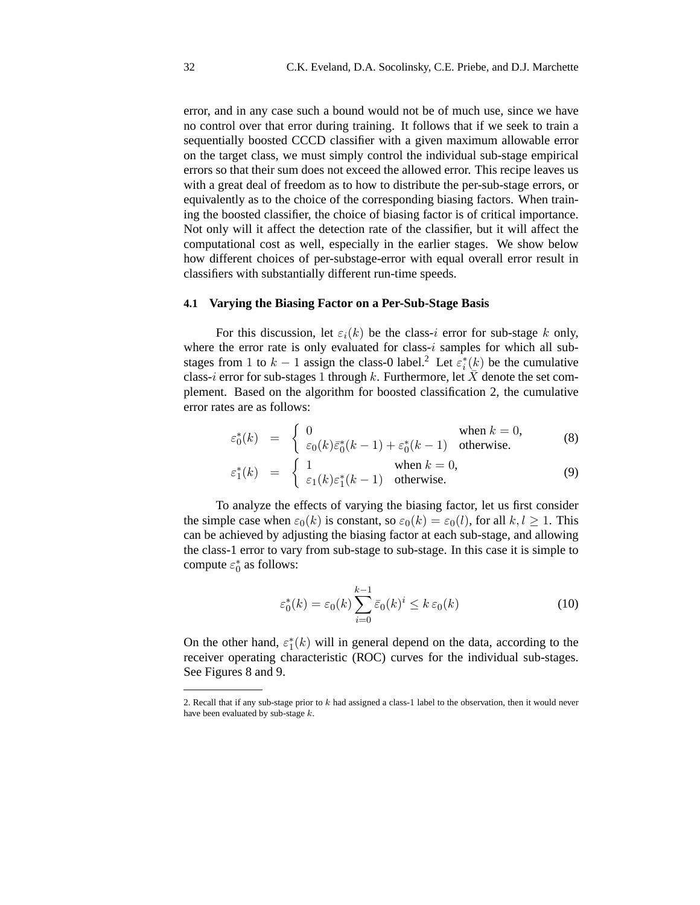error, and in any case such a bound would not be of much use, since we have no control over that error during training. It follows that if we seek to train a sequentially boosted CCCD classifier with a given maximum allowable error on the target class, we must simply control the individual sub-stage empirical errors so that their sum does not exceed the allowed error. This recipe leaves us with a great deal of freedom as to how to distribute the per-sub-stage errors, or equivalently as to the choice of the corresponding biasing factors. When training the boosted classifier, the choice of biasing factor is of critical importance. Not only will it affect the detection rate of the classifier, but it will affect the computational cost as well, especially in the earlier stages. We show below how different choices of per-substage-error with equal overall error result in classifiers with substantially different run-time speeds.

### 4.1 Varying the Biasing Factor on a Per-Sub-Stage Basis

For this discussion, let $\varepsilon_i(k)$ be the class-$i$ error for sub-stage $k$ only, where the error rate is only evaluated for class-$i$ samples for which all sub-stages from 1 to $k-1$ assign the class-0 label.[2] Let $\varepsilon_i^*(k)$ be the cumulative class-$i$ error for sub-stages 1 through $k$. Furthermore, let $\bar{X}$ denote the set complement. Based on the algorithm for boosted classification 2, the cumulative error rates are as follows:

$$\varepsilon_0^*(k) = \begin{cases} 0 & \text{when } k = 0, \\ \varepsilon_0(k)\bar{\varepsilon}_0^*(k-1) + \varepsilon_0^*(k-1) & \text{otherwise.} \end{cases} \tag{8}$$

$$\varepsilon_1^*(k) = \begin{cases} 1 & \text{when } k = 0, \\ \varepsilon_1(k)\varepsilon_1^*(k-1) & \text{otherwise.} \end{cases} \tag{9}$$

To analyze the effects of varying the biasing factor, let us first consider the simple case when $\varepsilon_0(k)$ is constant, so $\varepsilon_0(k) = \varepsilon_0(l)$, for all $k, l \geq 1$. This can be achieved by adjusting the biasing factor at each sub-stage, and allowing the class-1 error to vary from sub-stage to sub-stage. In this case it is simple to compute $\varepsilon_0^*$ as follows:

$$\varepsilon_0^*(k) = \varepsilon_0(k) \sum_{i=0}^{k-1} \bar{\varepsilon}_0(k)^i \leq k\, \varepsilon_0(k) \tag{10}$$

On the other hand, $\varepsilon_1^*(k)$ will in general depend on the data, according to the receiver operating characteristic (ROC) curves for the individual sub-stages. See Figures 8 and 9.

---

2. Recall that if any sub-stage prior to $k$ had assigned a class-1 label to the observation, then it would never have been evaluated by sub-stage $k$.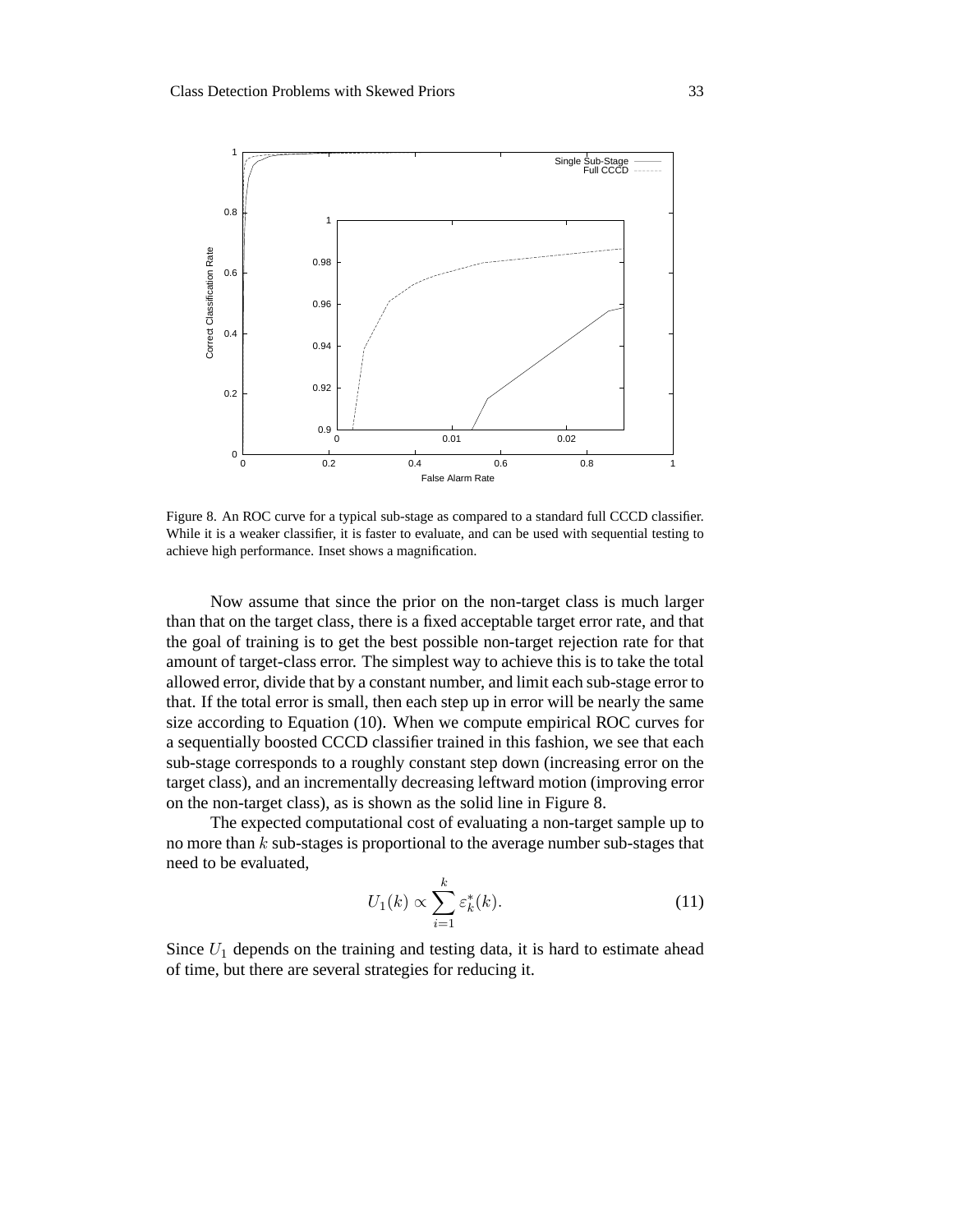Figure 8. An ROC curve for a typical sub-stage as compared to a standard full CCCD classifier. While it is a weaker classifier, it is faster to evaluate, and can be used with sequential testing to achieve high performance. Inset shows a magnification.

Now assume that since the prior on the non-target class is much larger than that on the target class, there is a fixed acceptable target error rate, and that the goal of training is to get the best possible non-target rejection rate for that amount of target-class error. The simplest way to achieve this is to take the total allowed error, divide that by a constant number, and limit each sub-stage error to that. If the total error is small, then each step up in error will be nearly the same size according to Equation (10). When we compute empirical ROC curves for a sequentially boosted CCCD classifier trained in this fashion, we see that each sub-stage corresponds to a roughly constant step down (increasing error on the target class), and an incrementally decreasing leftward motion (improving error on the non-target class), as is shown as the solid line in Figure 8.

The expected computational cost of evaluating a non-target sample up to no more than $k$ sub-stages is proportional to the average number sub-stages that need to be evaluated,

$$U_1(k) \propto \sum_{i=1}^{k} \varepsilon_k^*(k). \tag{11}$$

Since $U_1$ depends on the training and testing data, it is hard to estimate ahead of time, but there are several strategies for reducing it.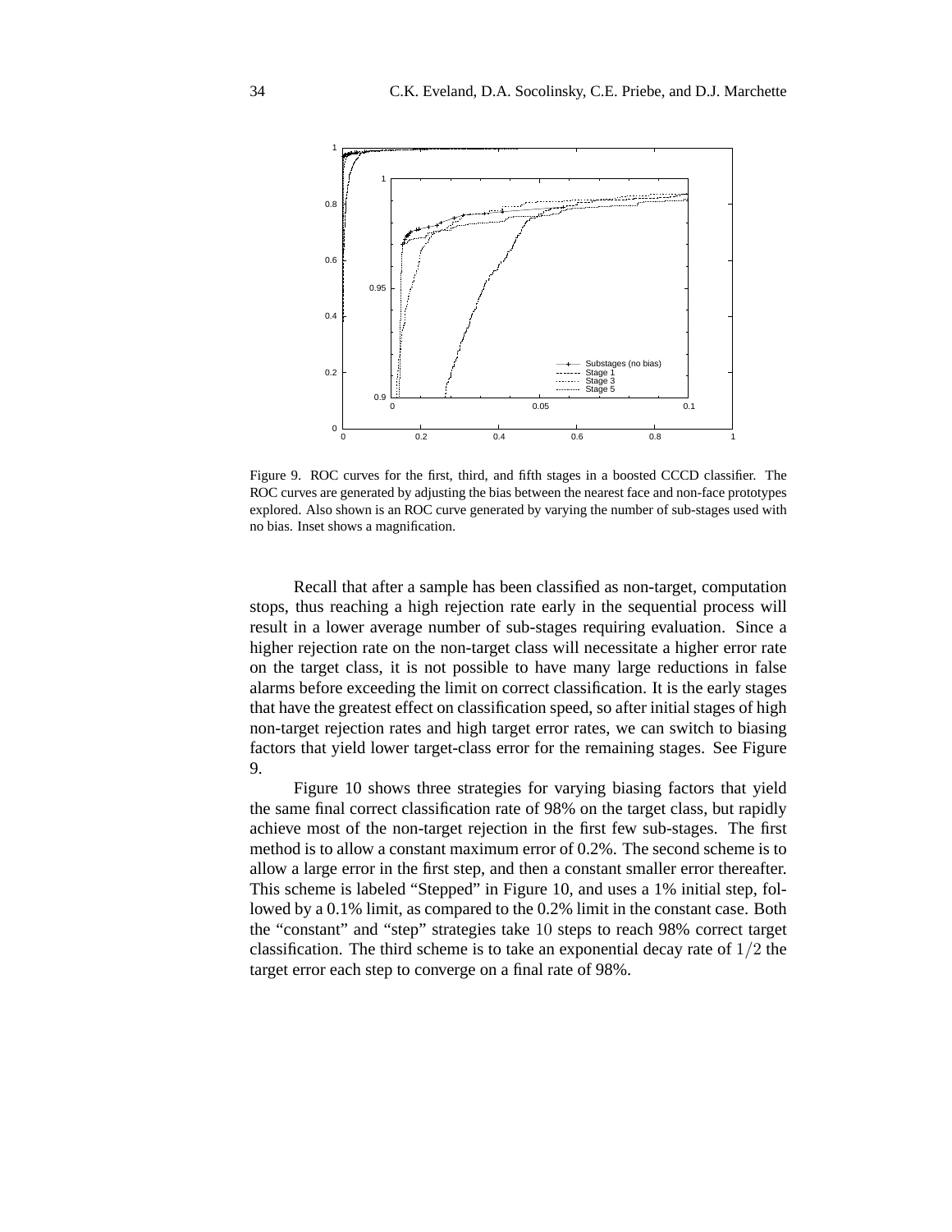Figure 9. ROC curves for the first, third, and fifth stages in a boosted CCCD classifier. The ROC curves are generated by adjusting the bias between the nearest face and non-face prototypes explored. Also shown is an ROC curve generated by varying the number of sub-stages used with no bias. Inset shows a magnification.

Recall that after a sample has been classified as non-target, computation stops, thus reaching a high rejection rate early in the sequential process will result in a lower average number of sub-stages requiring evaluation. Since a higher rejection rate on the non-target class will necessitate a higher error rate on the target class, it is not possible to have many large reductions in false alarms before exceeding the limit on correct classification. It is the early stages that have the greatest effect on classification speed, so after initial stages of high non-target rejection rates and high target error rates, we can switch to biasing factors that yield lower target-class error for the remaining stages. See Figure 9.

Figure 10 shows three strategies for varying biasing factors that yield the same final correct classification rate of 98% on the target class, but rapidly achieve most of the non-target rejection in the first few sub-stages. The first method is to allow a constant maximum error of 0.2%. The second scheme is to allow a large error in the first step, and then a constant smaller error thereafter. This scheme is labeled "Stepped" in Figure 10, and uses a 1% initial step, followed by a 0.1% limit, as compared to the 0.2% limit in the constant case. Both the "constant" and "step" strategies take $10$ steps to reach 98% correct target classification. The third scheme is to take an exponential decay rate of $1/2$ the target error each step to converge on a final rate of 98%.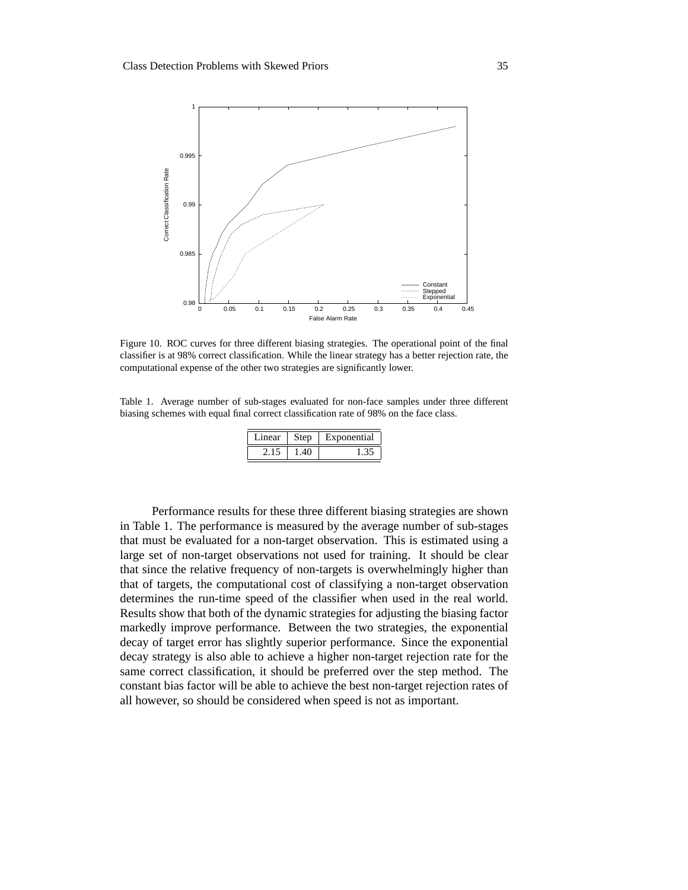Figure 10. ROC curves for three different biasing strategies. The operational point of the final classifier is at 98% correct classification. While the linear strategy has a better rejection rate, the computational expense of the other two strategies are significantly lower.

Table 1. Average number of sub-stages evaluated for non-face samples under three different biasing schemes with equal final correct classification rate of 98% on the face class.

| Linear | Step | Exponential |
|---|---|---|
| 2.15 | 1.40 | 1.35 |

Performance results for these three different biasing strategies are shown in Table 1. The performance is measured by the average number of sub-stages that must be evaluated for a non-target observation. This is estimated using a large set of non-target observations not used for training. It should be clear that since the relative frequency of non-targets is overwhelmingly higher than that of targets, the computational cost of classifying a non-target observation determines the run-time speed of the classifier when used in the real world. Results show that both of the dynamic strategies for adjusting the biasing factor markedly improve performance. Between the two strategies, the exponential decay of target error has slightly superior performance. Since the exponential decay strategy is also able to achieve a higher non-target rejection rate for the same correct classification, it should be preferred over the step method. The constant bias factor will be able to achieve the best non-target rejection rates of all however, so should be considered when speed is not as important.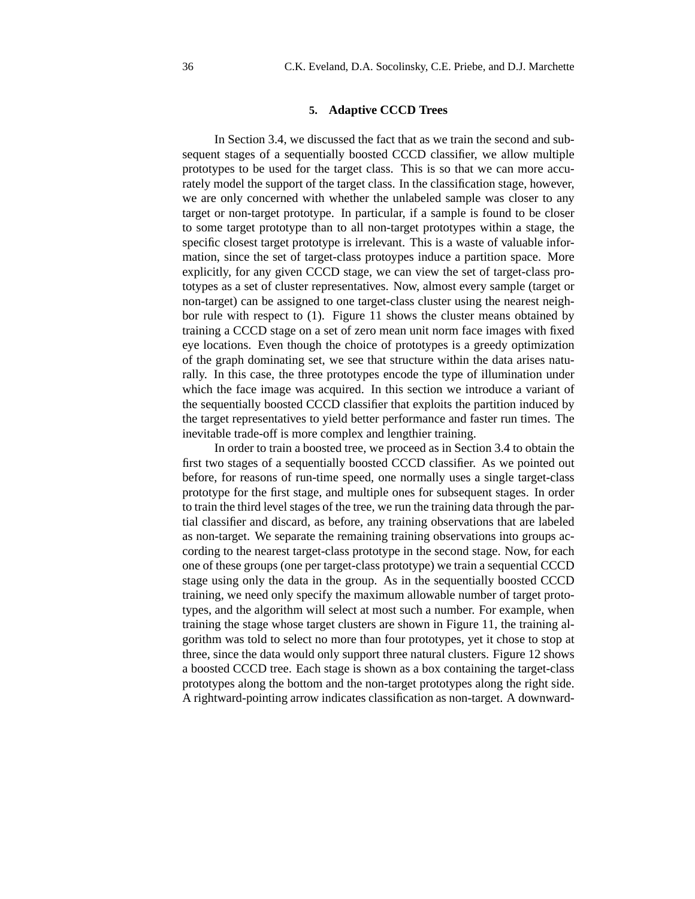## 5. Adaptive CCCD Trees

In Section 3.4, we discussed the fact that as we train the second and subsequent stages of a sequentially boosted CCCD classifier, we allow multiple prototypes to be used for the target class. This is so that we can more accurately model the support of the target class. In the classification stage, however, we are only concerned with whether the unlabeled sample was closer to any target or non-target prototype. In particular, if a sample is found to be closer to some target prototype than to all non-target prototypes within a stage, the specific closest target prototype is irrelevant. This is a waste of valuable information, since the set of target-class protoypes induce a partition space. More explicitly, for any given CCCD stage, we can view the set of target-class prototypes as a set of cluster representatives. Now, almost every sample (target or non-target) can be assigned to one target-class cluster using the nearest neighbor rule with respect to (1). Figure 11 shows the cluster means obtained by training a CCCD stage on a set of zero mean unit norm face images with fixed eye locations. Even though the choice of prototypes is a greedy optimization of the graph dominating set, we see that structure within the data arises naturally. In this case, the three prototypes encode the type of illumination under which the face image was acquired. In this section we introduce a variant of the sequentially boosted CCCD classifier that exploits the partition induced by the target representatives to yield better performance and faster run times. The inevitable trade-off is more complex and lengthier training.

In order to train a boosted tree, we proceed as in Section 3.4 to obtain the first two stages of a sequentially boosted CCCD classifier. As we pointed out before, for reasons of run-time speed, one normally uses a single target-class prototype for the first stage, and multiple ones for subsequent stages. In order to train the third level stages of the tree, we run the training data through the partial classifier and discard, as before, any training observations that are labeled as non-target. We separate the remaining training observations into groups according to the nearest target-class prototype in the second stage. Now, for each one of these groups (one per target-class prototype) we train a sequential CCCD stage using only the data in the group. As in the sequentially boosted CCCD training, we need only specify the maximum allowable number of target prototypes, and the algorithm will select at most such a number. For example, when training the stage whose target clusters are shown in Figure 11, the training algorithm was told to select no more than four prototypes, yet it chose to stop at three, since the data would only support three natural clusters. Figure 12 shows a boosted CCCD tree. Each stage is shown as a box containing the target-class prototypes along the bottom and the non-target prototypes along the right side. A rightward-pointing arrow indicates classification as non-target. A downward-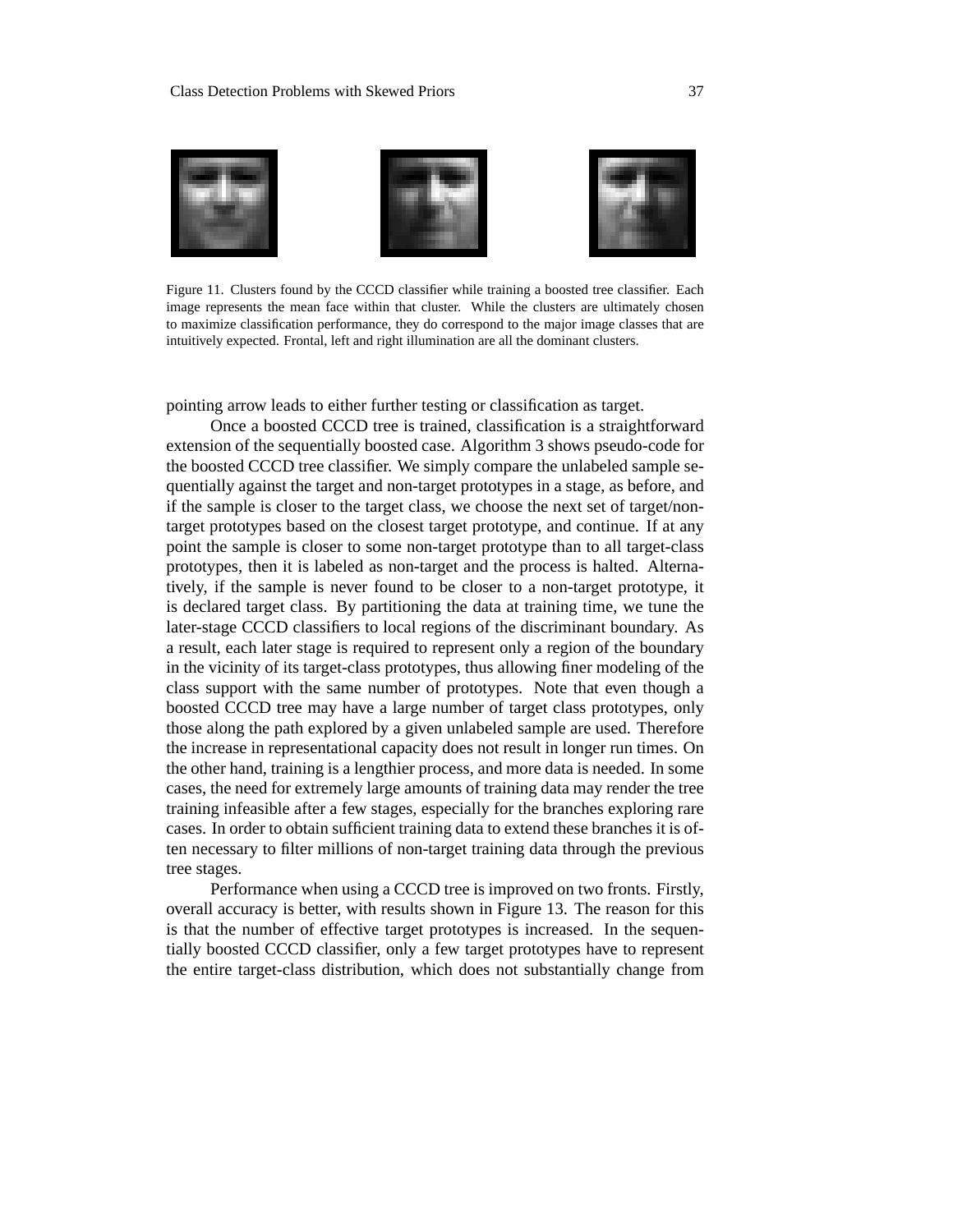Figure 11. Clusters found by the CCCD classifier while training a boosted tree classifier. Each image represents the mean face within that cluster. While the clusters are ultimately chosen to maximize classification performance, they do correspond to the major image classes that are intuitively expected. Frontal, left and right illumination are all the dominant clusters.

pointing arrow leads to either further testing or classification as target.

Once a boosted CCCD tree is trained, classification is a straightforward extension of the sequentially boosted case. Algorithm 3 shows pseudo-code for the boosted CCCD tree classifier. We simply compare the unlabeled sample sequentially against the target and non-target prototypes in a stage, as before, and if the sample is closer to the target class, we choose the next set of target/non-target prototypes based on the closest target prototype, and continue. If at any point the sample is closer to some non-target prototype than to all target-class prototypes, then it is labeled as non-target and the process is halted. Alternatively, if the sample is never found to be closer to a non-target prototype, it is declared target class. By partitioning the data at training time, we tune the later-stage CCCD classifiers to local regions of the discriminant boundary. As a result, each later stage is required to represent only a region of the boundary in the vicinity of its target-class prototypes, thus allowing finer modeling of the class support with the same number of prototypes. Note that even though a boosted CCCD tree may have a large number of target class prototypes, only those along the path explored by a given unlabeled sample are used. Therefore the increase in representational capacity does not result in longer run times. On the other hand, training is a lengthier process, and more data is needed. In some cases, the need for extremely large amounts of training data may render the tree training infeasible after a few stages, especially for the branches exploring rare cases. In order to obtain sufficient training data to extend these branches it is often necessary to filter millions of non-target training data through the previous tree stages.

Performance when using a CCCD tree is improved on two fronts. Firstly, overall accuracy is better, with results shown in Figure 13. The reason for this is that the number of effective target prototypes is increased. In the sequentially boosted CCCD classifier, only a few target prototypes have to represent the entire target-class distribution, which does not substantially change from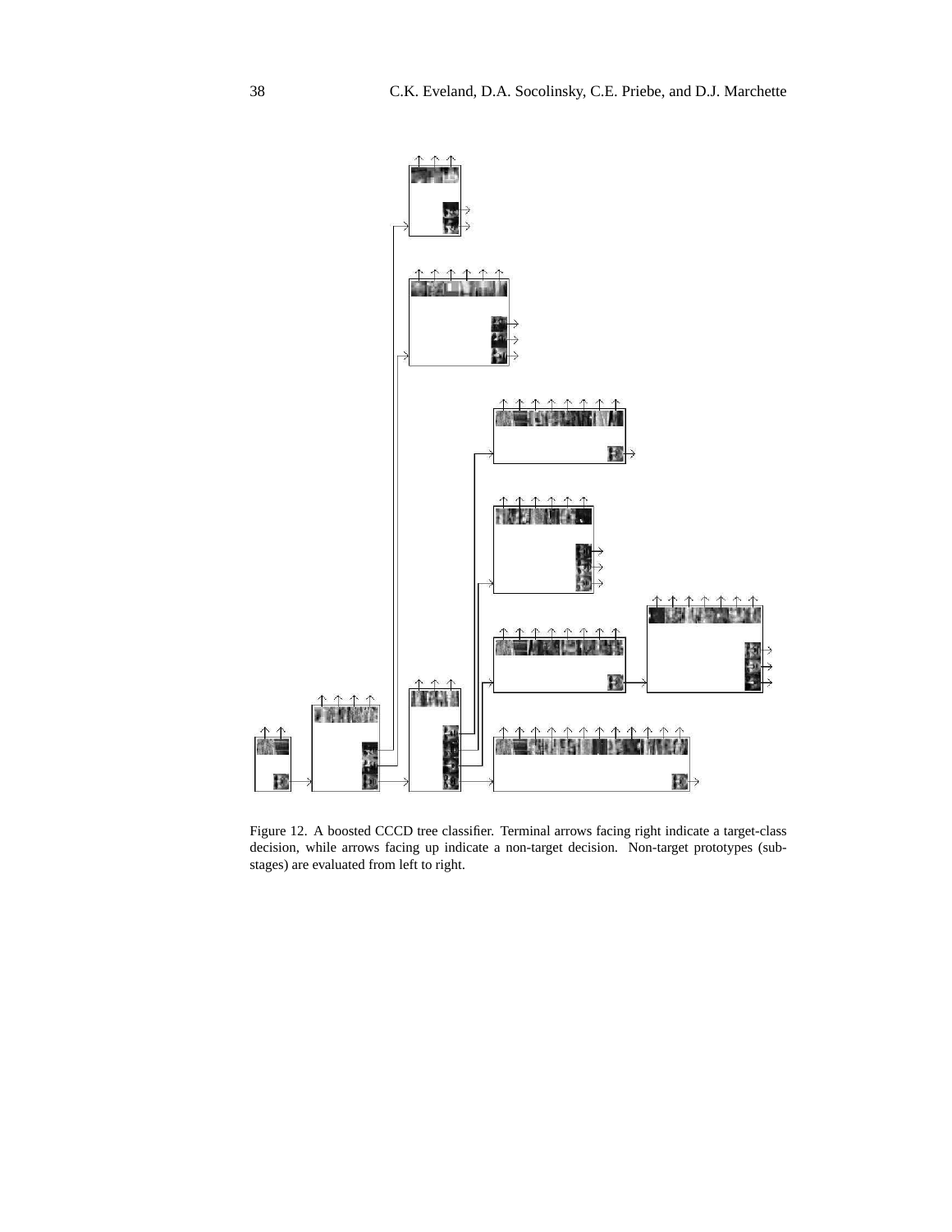Figure 12. A boosted CCCD tree classifier. Terminal arrows facing right indicate a target-class decision, while arrows facing up indicate a non-target decision. Non-target prototypes (sub-stages) are evaluated from left to right.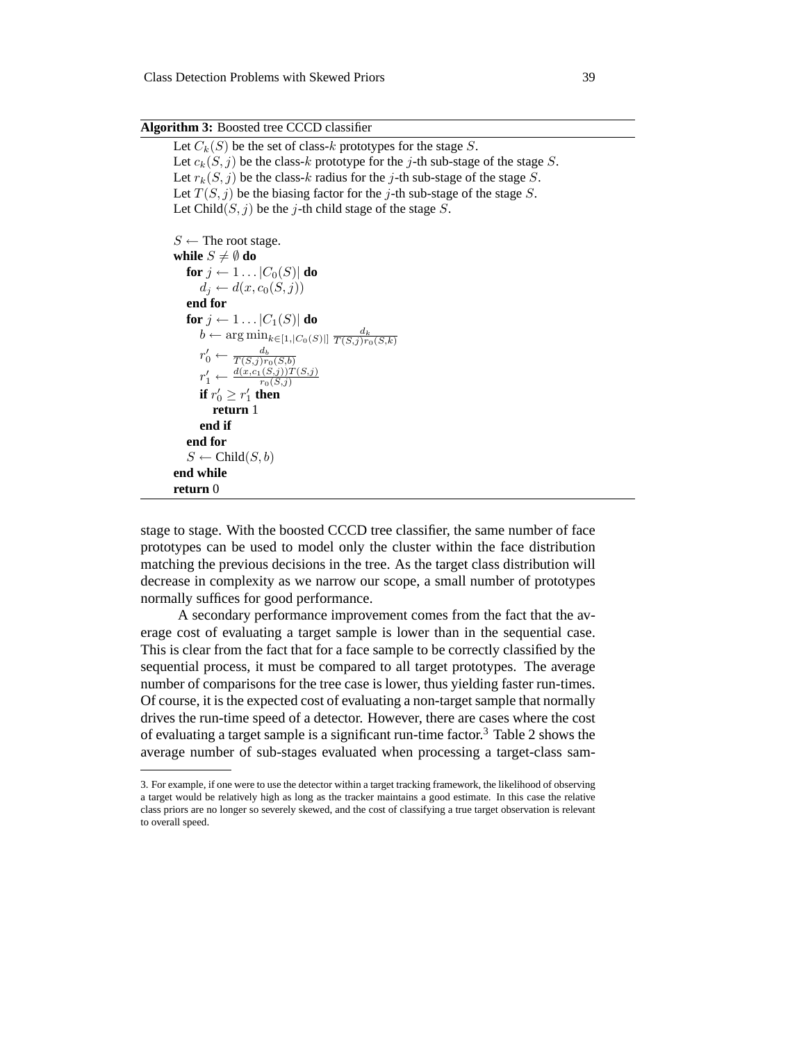**Algorithm 3:** Boosted tree CCCD classifier

```
Let C_k(S) be the set of class-k prototypes for the stage S.
Let c_k(S, j) be the class-k prototype for the j-th sub-stage of the stage S.
Let r_k(S, j) be the class-k radius for the j-th sub-stage of the stage S.
Let T(S, j) be the biasing factor for the j-th sub-stage of the stage S.
Let Child(S, j) be the j-th child stage of the stage S.

S ← The root stage.
while S ≠ ∅ do
    for j ← 1 ... |C_0(S)| do
        d_j ← d(x, c_0(S, j))
    end for
    for j ← 1 ... |C_1(S)| do
        b ← arg min_{k ∈ [1, |C_0(S)|]} d_k / (T(S, j) r_0(S, k))
        r'_0 ← d_b / (T(S, j) r_0(S, b))
        r'_1 ← d(x, c_1(S, j)) T(S, j) / r_0(S, j)
        if r'_0 ≥ r'_1 then
            return 1
        end if
    end for
    S ← Child(S, b)
end while
return 0
```

stage to stage. With the boosted CCCD tree classifier, the same number of face prototypes can be used to model only the cluster within the face distribution matching the previous decisions in the tree. As the target class distribution will decrease in complexity as we narrow our scope, a small number of prototypes normally suffices for good performance.

A secondary performance improvement comes from the fact that the average cost of evaluating a target sample is lower than in the sequential case. This is clear from the fact that for a face sample to be correctly classified by the sequential process, it must be compared to all target prototypes. The average number of comparisons for the tree case is lower, thus yielding faster run-times. Of course, it is the expected cost of evaluating a non-target sample that normally drives the run-time speed of a detector. However, there are cases where the cost of evaluating a target sample is a significant run-time factor.[3] Table 2 shows the average number of sub-stages evaluated when processing a target-class sam-

---

3. For example, if one were to use the detector within a target tracking framework, the likelihood of observing a target would be relatively high as long as the tracker maintains a good estimate. In this case the relative class priors are no longer so severely skewed, and the cost of classifying a true target observation is relevant to overall speed.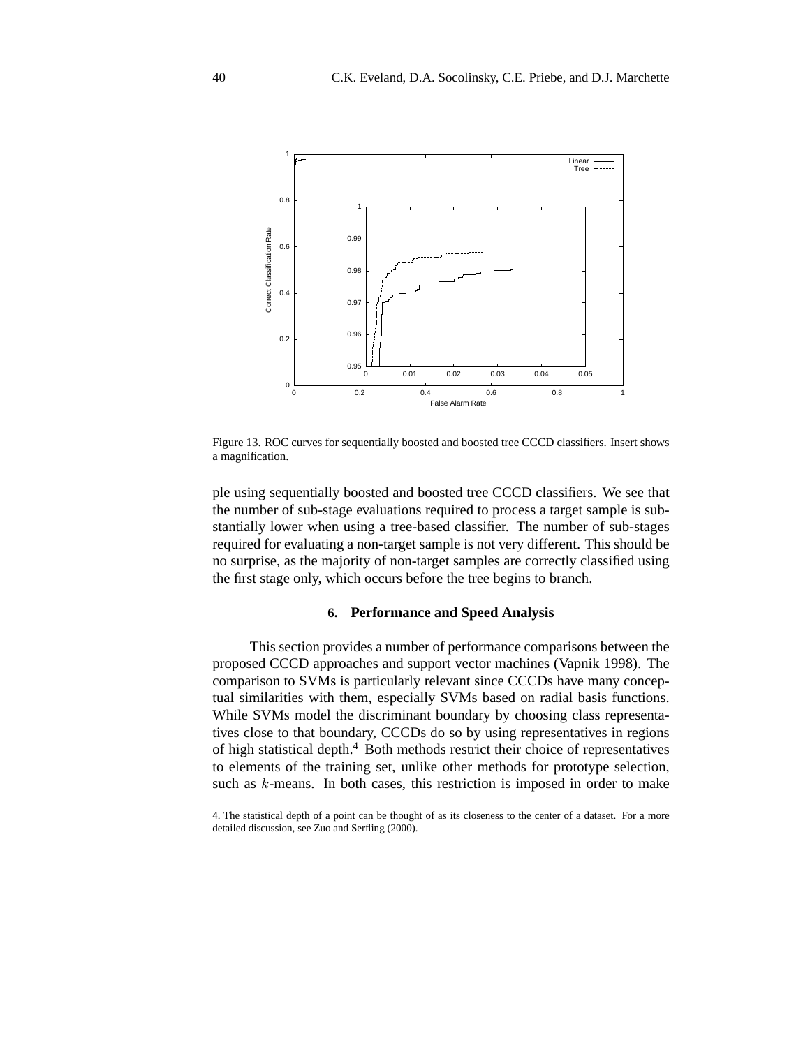Figure 13. ROC curves for sequentially boosted and boosted tree CCCD classifiers. Insert shows a magnification.

ple using sequentially boosted and boosted tree CCCD classifiers. We see that the number of sub-stage evaluations required to process a target sample is substantially lower when using a tree-based classifier. The number of sub-stages required for evaluating a non-target sample is not very different. This should be no surprise, as the majority of non-target samples are correctly classified using the first stage only, which occurs before the tree begins to branch.

## 6. Performance and Speed Analysis

This section provides a number of performance comparisons between the proposed CCCD approaches and support vector machines (Vapnik 1998). The comparison to SVMs is particularly relevant since CCCDs have many conceptual similarities with them, especially SVMs based on radial basis functions. While SVMs model the discriminant boundary by choosing class representatives close to that boundary, CCCDs do so by using representatives in regions of high statistical depth.[4] Both methods restrict their choice of representatives to elements of the training set, unlike other methods for prototype selection, such as $k$-means. In both cases, this restriction is imposed in order to make

4. The statistical depth of a point can be thought of as its closeness to the center of a dataset. For a more detailed discussion, see Zuo and Serfling (2000).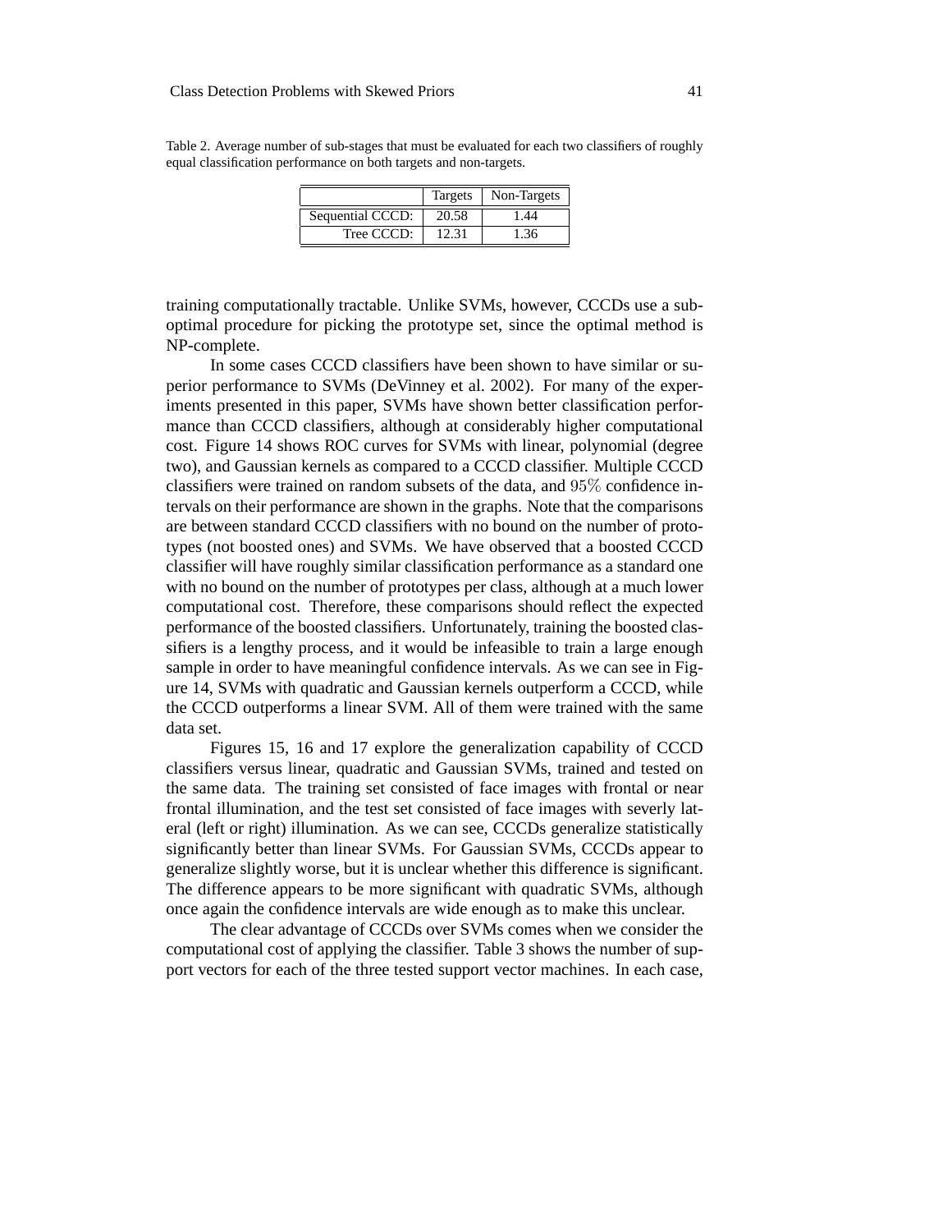Table 2. Average number of sub-stages that must be evaluated for each two classifiers of roughly equal classification performance on both targets and non-targets.

| | Targets | Non-Targets |
|---|---|---|
| Sequential CCCD: | 20.58 | 1.44 |
| Tree CCCD: | 12.31 | 1.36 |

training computationally tractable. Unlike SVMs, however, CCCDs use a sub-optimal procedure for picking the prototype set, since the optimal method is NP-complete.

In some cases CCCD classifiers have been shown to have similar or superior performance to SVMs (DeVinney et al. 2002). For many of the experiments presented in this paper, SVMs have shown better classification performance than CCCD classifiers, although at considerably higher computational cost. Figure 14 shows ROC curves for SVMs with linear, polynomial (degree two), and Gaussian kernels as compared to a CCCD classifier. Multiple CCCD classifiers were trained on random subsets of the data, and $95\%$ confidence intervals on their performance are shown in the graphs. Note that the comparisons are between standard CCCD classifiers with no bound on the number of prototypes (not boosted ones) and SVMs. We have observed that a boosted CCCD classifier will have roughly similar classification performance as a standard one with no bound on the number of prototypes per class, although at a much lower computational cost. Therefore, these comparisons should reflect the expected performance of the boosted classifiers. Unfortunately, training the boosted classifiers is a lengthy process, and it would be infeasible to train a large enough sample in order to have meaningful confidence intervals. As we can see in Figure 14, SVMs with quadratic and Gaussian kernels outperform a CCCD, while the CCCD outperforms a linear SVM. All of them were trained with the same data set.

Figures 15, 16 and 17 explore the generalization capability of CCCD classifiers versus linear, quadratic and Gaussian SVMs, trained and tested on the same data. The training set consisted of face images with frontal or near frontal illumination, and the test set consisted of face images with severly lateral (left or right) illumination. As we can see, CCCDs generalize statistically significantly better than linear SVMs. For Gaussian SVMs, CCCDs appear to generalize slightly worse, but it is unclear whether this difference is significant. The difference appears to be more significant with quadratic SVMs, although once again the confidence intervals are wide enough as to make this unclear.

The clear advantage of CCCDs over SVMs comes when we consider the computational cost of applying the classifier. Table 3 shows the number of support vectors for each of the three tested support vector machines. In each case,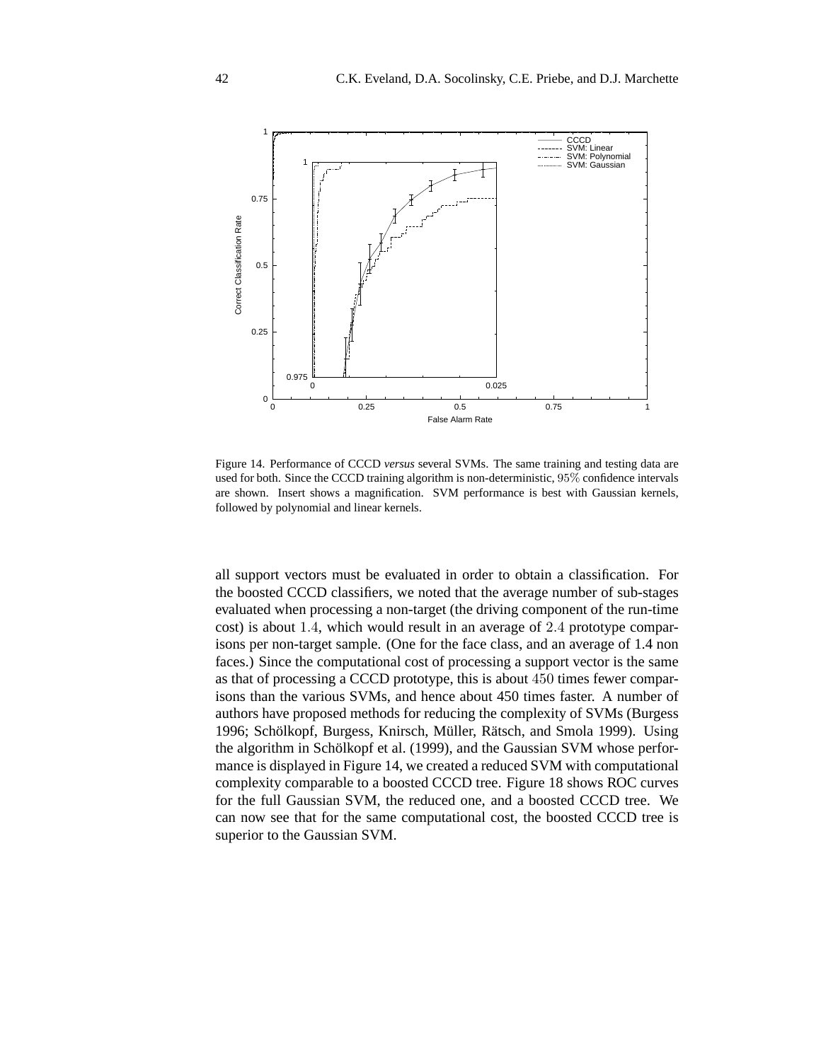Figure 14. Performance of CCCD *versus* several SVMs. The same training and testing data are used for both. Since the CCCD training algorithm is non-deterministic, $95\%$ confidence intervals are shown. Insert shows a magnification. SVM performance is best with Gaussian kernels, followed by polynomial and linear kernels.

all support vectors must be evaluated in order to obtain a classification. For the boosted CCCD classifiers, we noted that the average number of sub-stages evaluated when processing a non-target (the driving component of the run-time cost) is about $1.4$, which would result in an average of $2.4$ prototype comparisons per non-target sample. (One for the face class, and an average of 1.4 non faces.) Since the computational cost of processing a support vector is the same as that of processing a CCCD prototype, this is about $450$ times fewer comparisons than the various SVMs, and hence about 450 times faster. A number of authors have proposed methods for reducing the complexity of SVMs (Burgess 1996; Schölkopf, Burgess, Knirsch, Müller, Rätsch, and Smola 1999). Using the algorithm in Schölkopf et al. (1999), and the Gaussian SVM whose performance is displayed in Figure 14, we created a reduced SVM with computational complexity comparable to a boosted CCCD tree. Figure 18 shows ROC curves for the full Gaussian SVM, the reduced one, and a boosted CCCD tree. We can now see that for the same computational cost, the boosted CCCD tree is superior to the Gaussian SVM.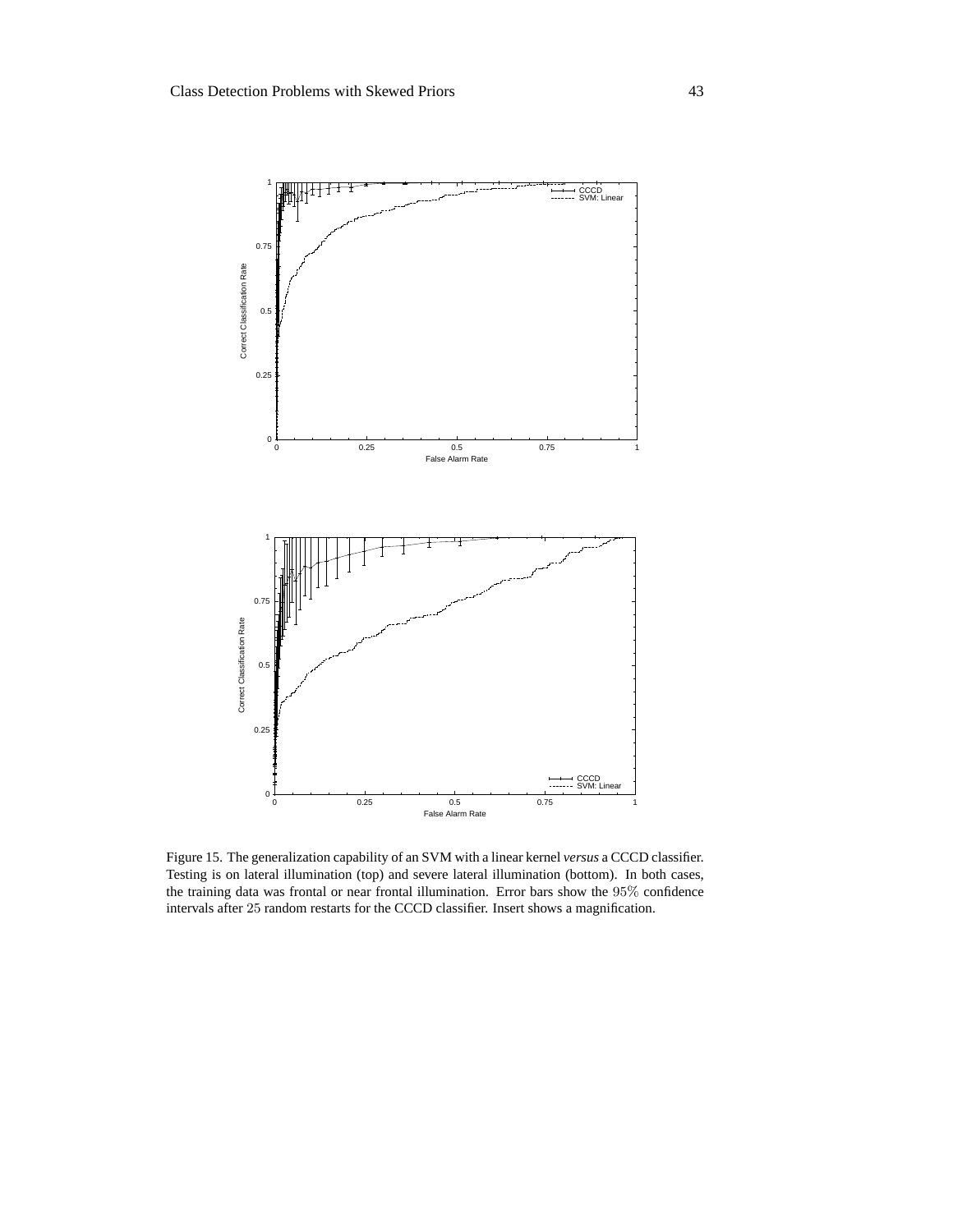Figure 15. The generalization capability of an SVM with a linear kernel *versus* a CCCD classifier. Testing is on lateral illumination (top) and severe lateral illumination (bottom). In both cases, the training data was frontal or near frontal illumination. Error bars show the $95\%$ confidence intervals after $25$ random restarts for the CCCD classifier. Insert shows a magnification.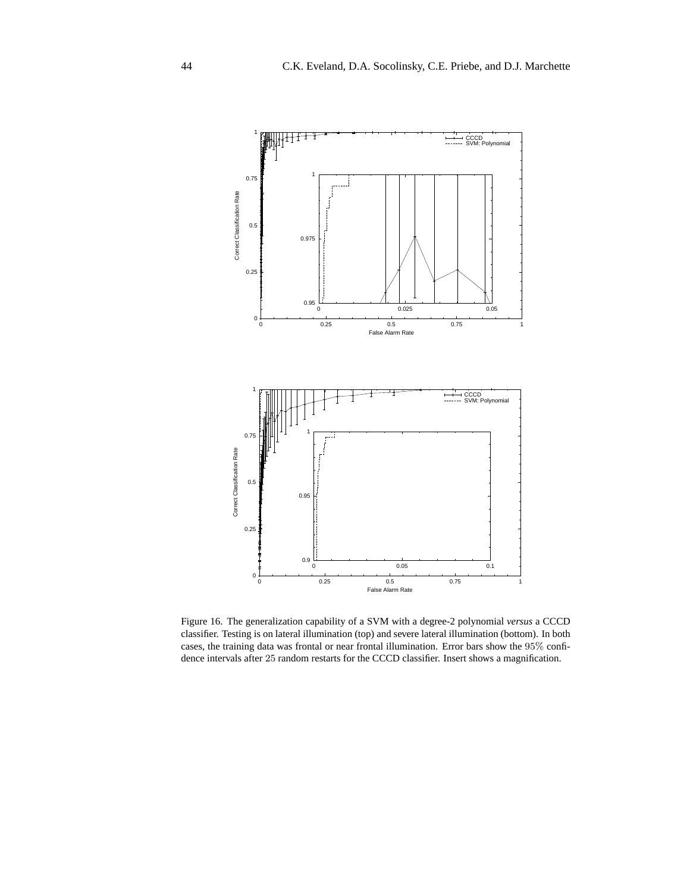Figure 16. The generalization capability of a SVM with a degree-2 polynomial *versus* a CCCD classifier. Testing is on lateral illumination (top) and severe lateral illumination (bottom). In both cases, the training data was frontal or near frontal illumination. Error bars show the $95\%$ confidence intervals after $25$ random restarts for the CCCD classifier. Insert shows a magnification.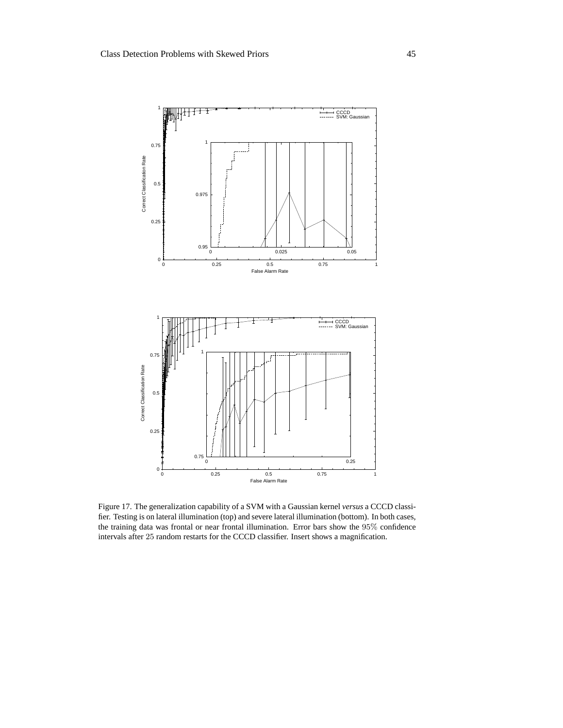Figure 17. The generalization capability of a SVM with a Gaussian kernel *versus* a CCCD classifier. Testing is on lateral illumination (top) and severe lateral illumination (bottom). In both cases, the training data was frontal or near frontal illumination. Error bars show the $95\%$ confidence intervals after $25$ random restarts for the CCCD classifier. Insert shows a magnification.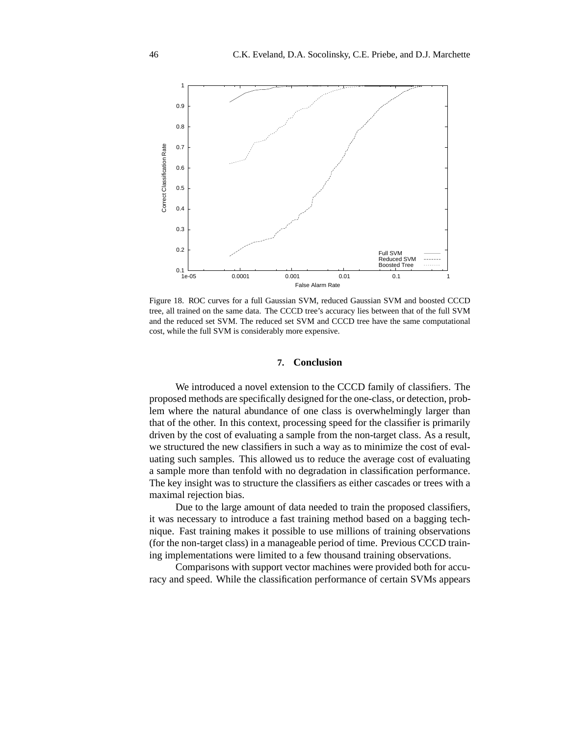Figure 18. ROC curves for a full Gaussian SVM, reduced Gaussian SVM and boosted CCCD tree, all trained on the same data. The CCCD tree's accuracy lies between that of the full SVM and the reduced set SVM. The reduced set SVM and CCCD tree have the same computational cost, while the full SVM is considerably more expensive.

## 7. Conclusion

We introduced a novel extension to the CCCD family of classifiers. The proposed methods are specifically designed for the one-class, or detection, problem where the natural abundance of one class is overwhelmingly larger than that of the other. In this context, processing speed for the classifier is primarily driven by the cost of evaluating a sample from the non-target class. As a result, we structured the new classifiers in such a way as to minimize the cost of evaluating such samples. This allowed us to reduce the average cost of evaluating a sample more than tenfold with no degradation in classification performance. The key insight was to structure the classifiers as either cascades or trees with a maximal rejection bias.

Due to the large amount of data needed to train the proposed classifiers, it was necessary to introduce a fast training method based on a bagging technique. Fast training makes it possible to use millions of training observations (for the non-target class) in a manageable period of time. Previous CCCD training implementations were limited to a few thousand training observations.

Comparisons with support vector machines were provided both for accuracy and speed. While the classification performance of certain SVMs appears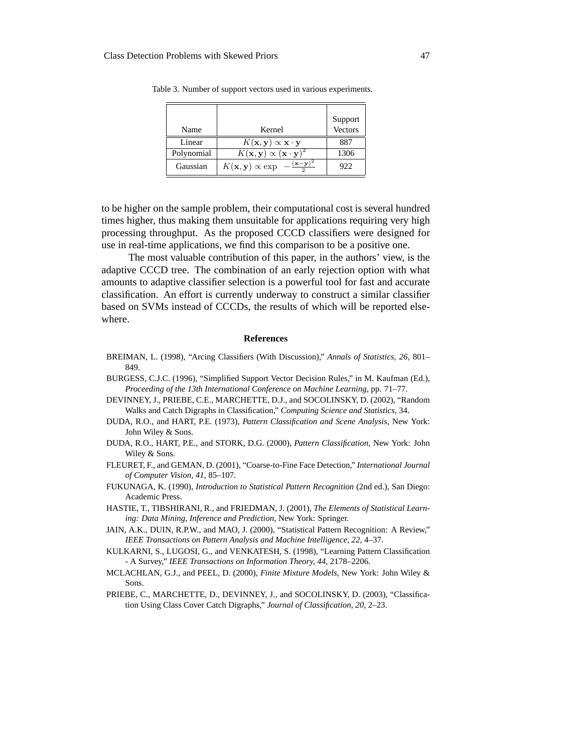Table 3. Number of support vectors used in various experiments.

| Name | Kernel | Support Vectors |
|---|---|---|
| Linear | $K(\mathbf{x}, \mathbf{y}) \propto \mathbf{x} \cdot \mathbf{y}$ | 887 |
| Polynomial | $K(\mathbf{x}, \mathbf{y}) \propto (\mathbf{x} \cdot \mathbf{y})^2$ | 1306 |
| Gaussian | $K(\mathbf{x}, \mathbf{y}) \propto \exp\left(-\frac{(\mathbf{x}-\mathbf{y})^2}{2}\right)$ | 922 |

to be higher on the sample problem, their computational cost is several hundred times higher, thus making them unsuitable for applications requiring very high processing throughput. As the proposed CCCD classifiers were designed for use in real-time applications, we find this comparison to be a positive one.

The most valuable contribution of this paper, in the authors' view, is the adaptive CCCD tree. The combination of an early rejection option with what amounts to adaptive classifier selection is a powerful tool for fast and accurate classification. An effort is currently underway to construct a similar classifier based on SVMs instead of CCCDs, the results of which will be reported elsewhere.

## References

BREIMAN, L. (1998), "Arcing Classifiers (With Discussion)," *Annals of Statistics, 26*, 801–849.

BURGESS, C.J.C. (1996), "Simplified Support Vector Decision Rules," in M. Kaufman (Ed.), *Proceeding of the 13th International Conference on Machine Learning*, pp. 71–77.

DEVINNEY, J., PRIEBE, C.E., MARCHETTE, D.J., and SOCOLINSKY, D. (2002), "Random Walks and Catch Digraphs in Classification," *Computing Science and Statistics*, 34.

DUDA, R.O., and HART, P.E. (1973), *Pattern Classification and Scene Analysis*, New York: John Wiley & Sons.

DUDA, R.O., HART, P.E., and STORK, D.G. (2000), *Pattern Classification*, New York: John Wiley & Sons.

FLEURET, F., and GEMAN, D. (2001), "Coarse-to-Fine Face Detection," *International Journal of Computer Vision, 41*, 85–107.

FUKUNAGA, K. (1990), *Introduction to Statistical Pattern Recognition* (2nd ed.), San Diego: Academic Press.

HASTIE, T., TIBSHIRANI, R., and FRIEDMAN, J. (2001), *The Elements of Statistical Learning: Data Mining, Inference and Prediction*, New York: Springer.

JAIN, A.K., DUIN, R.P.W., and MAO, J. (2000), "Statistical Pattern Recognition: A Review," *IEEE Transactions on Pattern Analysis and Machine Intelligence, 22*, 4–37.

KULKARNI, S., LUGOSI, G., and VENKATESH, S. (1998), "Learning Pattern Classification - A Survey," *IEEE Transactions on Information Theory, 44*, 2178–2206.

MCLACHLAN, G.J., and PEEL, D. (2000), *Finite Mixture Models*, New York: John Wiley & Sons.

PRIEBE, C., MARCHETTE, D., DEVINNEY, J., and SOCOLINSKY, D. (2003), "Classification Using Class Cover Catch Digraphs," *Journal of Classification, 20*, 2–23.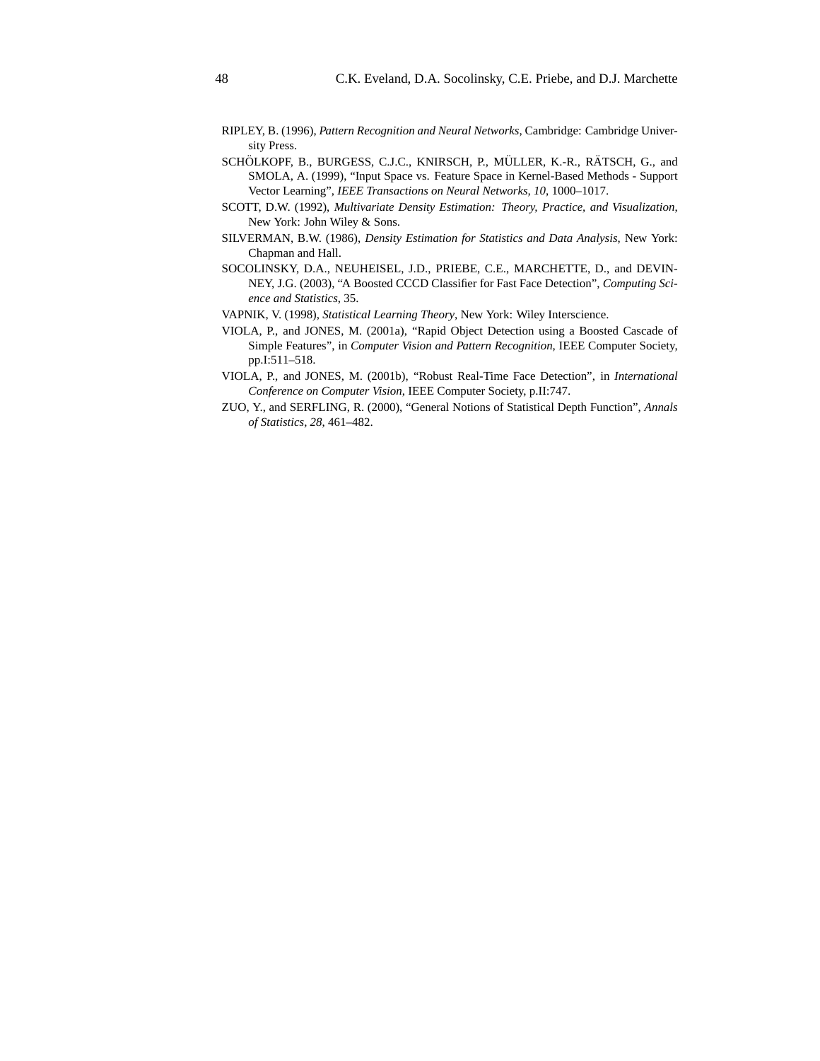RIPLEY, B. (1996), *Pattern Recognition and Neural Networks*, Cambridge: Cambridge University Press.

SCHÖLKOPF, B., BURGESS, C.J.C., KNIRSCH, P., MÜLLER, K.-R., RÄTSCH, G., and SMOLA, A. (1999), "Input Space vs. Feature Space in Kernel-Based Methods - Support Vector Learning", *IEEE Transactions on Neural Networks, 10*, 1000–1017.

SCOTT, D.W. (1992), *Multivariate Density Estimation: Theory, Practice, and Visualization*, New York: John Wiley & Sons.

SILVERMAN, B.W. (1986), *Density Estimation for Statistics and Data Analysis*, New York: Chapman and Hall.

SOCOLINSKY, D.A., NEUHEISEL, J.D., PRIEBE, C.E., MARCHETTE, D., and DEVINNEY, J.G. (2003), "A Boosted CCCD Classifier for Fast Face Detection", *Computing Science and Statistics*, 35.

VAPNIK, V. (1998), *Statistical Learning Theory*, New York: Wiley Interscience.

VIOLA, P., and JONES, M. (2001a), "Rapid Object Detection using a Boosted Cascade of Simple Features", in *Computer Vision and Pattern Recognition*, IEEE Computer Society, pp.I:511–518.

VIOLA, P., and JONES, M. (2001b), "Robust Real-Time Face Detection", in *International Conference on Computer Vision*, IEEE Computer Society, p.II:747.

ZUO, Y., and SERFLING, R. (2000), "General Notions of Statistical Depth Function", *Annals of Statistics, 28*, 461–482.